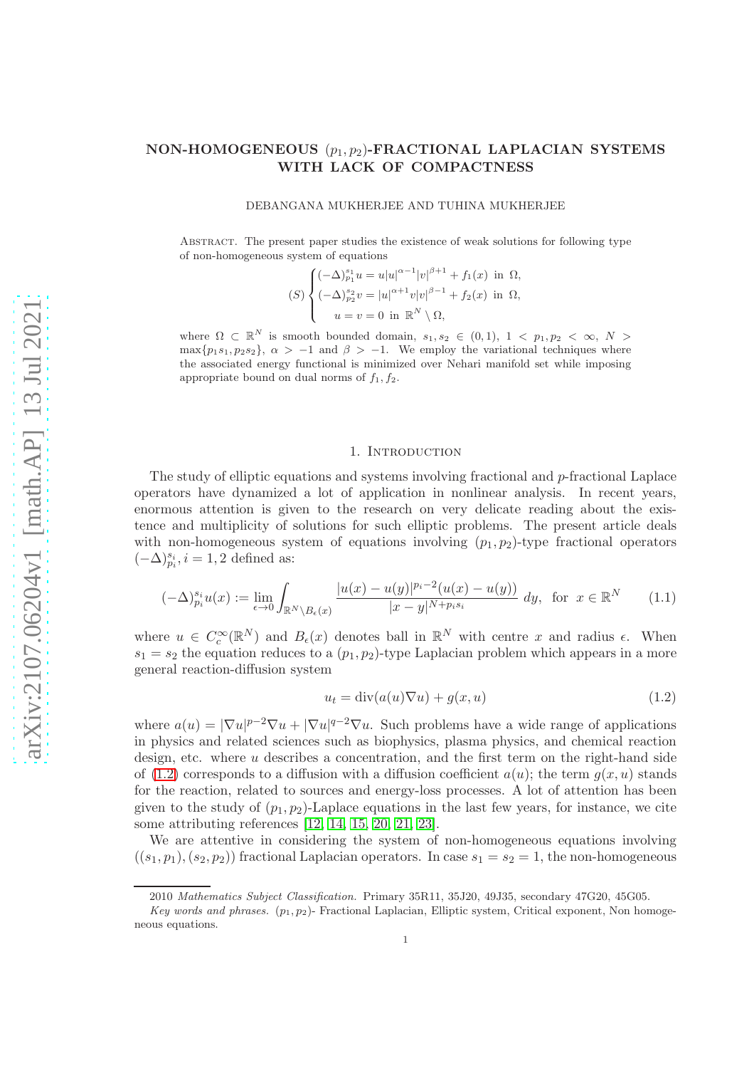# NON-HOMOGENEOUS $(p_1, p_2)$-FRACTIONAL LAPLACIAN SYSTEMS WITH LACK OF COMPACTNESS

DEBANGANA MUKHERJEE AND TUHINA MUKHERJEE

Abstract. The present paper studies the existence of weak solutions for following type of non-homogeneous system of equations

$$(S)\begin{cases} (-\Delta)_{p_1}^{s_1} u = u|u|^{\alpha-1}|v|^{\beta+1} + f_1(x) \text{ in } \Omega, \\ (-\Delta)_{p_2}^{s_2} v = |u|^{\alpha+1}v|v|^{\beta-1} + f_2(x) \text{ in } \Omega, \\ \quad u = v = 0 \text{ in } \mathbb{R}^N \setminus \Omega, \end{cases}$$

where $\Omega \subset \mathbb{R}^N$ is smooth bounded domain, $s_1, s_2 \in (0,1)$, $1 < p_1, p_2 < \infty$, $N > \max\{p_1 s_1, p_2 s_2\}$, $\alpha > -1$ and $\beta > -1$. We employ the variational techniques where the associated energy functional is minimized over Nehari manifold set while imposing appropriate bound on dual norms of $f_1, f_2$.

## 1. Introduction

The study of elliptic equations and systems involving fractional and $p$-fractional Laplace operators have dynamized a lot of application in nonlinear analysis. In recent years, enormous attention is given to the research on very delicate reading about the existence and multiplicity of solutions for such elliptic problems. The present article deals with non-homogeneous system of equations involving $(p_1, p_2)$-type fractional operators $(-\Delta)_{p_i}^{s_i}, i = 1, 2$ defined as:

$$(-\Delta)_{p_i}^{s_i} u(x) := \lim_{\epsilon \to 0} \int_{\mathbb{R}^N \setminus B_\epsilon(x)} \frac{|u(x) - u(y)|^{p_i - 2}(u(x) - u(y))}{|x - y|^{N + p_i s_i}} \, dy, \quad \text{for } x \in \mathbb{R}^N \tag{1.1}$$

where $u \in C_c^\infty(\mathbb{R}^N)$ and $B_\epsilon(x)$ denotes ball in $\mathbb{R}^N$ with centre $x$ and radius $\epsilon$. When $s_1 = s_2$ the equation reduces to a $(p_1, p_2)$-type Laplacian problem which appears in a more general reaction-diffusion system

$$u_t = \operatorname{div}(a(u)\nabla u) + g(x, u) \tag{1.2}$$

where $a(u) = |\nabla u|^{p-2}\nabla u + |\nabla u|^{q-2}\nabla u$. Such problems have a wide range of applications in physics and related sciences such as biophysics, plasma physics, and chemical reaction design, etc. where $u$ describes a concentration, and the first term on the right-hand side of (1.2) corresponds to a diffusion with a diffusion coefficient $a(u)$; the term $g(x, u)$ stands for the reaction, related to sources and energy-loss processes. A lot of attention has been given to the study of $(p_1, p_2)$-Laplace equations in the last few years, for instance, we cite some attributing references [12, 14, 15, 20, 21, 23].

We are attentive in considering the system of non-homogeneous equations involving $((s_1, p_1), (s_2, p_2))$ fractional Laplacian operators. In case $s_1 = s_2 = 1$, the non-homogeneous

---

2010 *Mathematics Subject Classification.* Primary 35R11, 35J20, 49J35, secondary 47G20, 45G05.

*Key words and phrases.* $(p_1, p_2)$- Fractional Laplacian, Elliptic system, Critical exponent, Non homogeneous equations.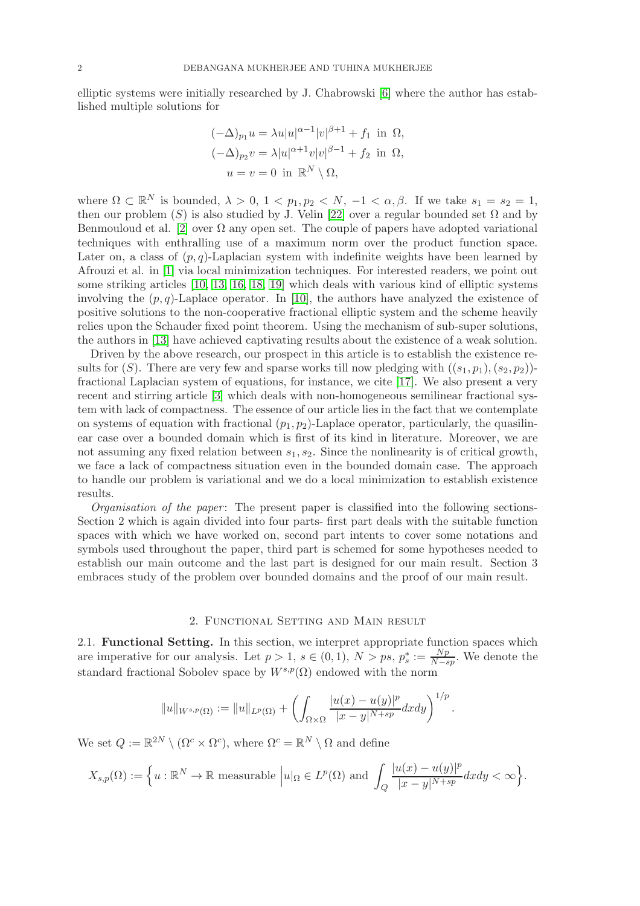elliptic systems were initially researched by J. Chabrowski [6] where the author has established multiple solutions for

$$
\begin{aligned}
(-\Delta)_{p_1} u &= \lambda u|u|^{\alpha-1}|v|^{\beta+1} + f_1 \ \text{ in } \ \Omega,\\
(-\Delta)_{p_2} v &= \lambda |u|^{\alpha+1} v|v|^{\beta-1} + f_2 \ \text{ in } \ \Omega,\\
u &= v = 0 \ \text{ in } \ \mathbb{R}^N \setminus \Omega,
\end{aligned}
$$

where $\Omega \subset \mathbb{R}^N$ is bounded, $\lambda > 0$, $1 < p_1, p_2 < N$, $-1 < \alpha, \beta$. If we take $s_1 = s_2 = 1$, then our problem $(S)$ is also studied by J. Velin [22] over a regular bounded set $\Omega$ and by Benmouloud et al. [2] over $\Omega$ any open set. The couple of papers have adopted variational techniques with enthralling use of a maximum norm over the product function space. Later on, a class of $(p, q)$-Laplacian system with indefinite weights have been learned by Afrouzi et al. in [1] via local minimization techniques. For interested readers, we point out some striking articles [10, 13, 16, 18, 19] which deals with various kind of elliptic systems involving the $(p, q)$-Laplace operator. In [10], the authors have analyzed the existence of positive solutions to the non-cooperative fractional elliptic system and the scheme heavily relies upon the Schauder fixed point theorem. Using the mechanism of sub-super solutions, the authors in [13] have achieved captivating results about the existence of a weak solution.

Driven by the above research, our prospect in this article is to establish the existence results for $(S)$. There are very few and sparse works till now pledging with $((s_1, p_1), (s_2, p_2))$-fractional Laplacian system of equations, for instance, we cite [17]. We also present a very recent and stirring article [3] which deals with non-homogeneous semilinear fractional system with lack of compactness. The essence of our article lies in the fact that we contemplate on systems of equation with fractional $(p_1, p_2)$-Laplace operator, particularly, the quasilinear case over a bounded domain which is first of its kind in literature. Moreover, we are not assuming any fixed relation between $s_1, s_2$. Since the nonlinearity is of critical growth, we face a lack of compactness situation even in the bounded domain case. The approach to handle our problem is variational and we do a local minimization to establish existence results.

*Organisation of the paper*: The present paper is classified into the following sections- Section 2 which is again divided into four parts- first part deals with the suitable function spaces with which we have worked on, second part intents to cover some notations and symbols used throughout the paper, third part is schemed for some hypotheses needed to establish our main outcome and the last part is designed for our main result. Section 3 embraces study of the problem over bounded domains and the proof of our main result.

## 2. Functional Setting and Main result

**2.1. Functional Setting.** In this section, we interpret appropriate function spaces which are imperative for our analysis. Let $p > 1$, $s \in (0, 1)$, $N > ps$, $p_s^* := \frac{Np}{N-sp}$. We denote the standard fractional Sobolev space by $W^{s,p}(\Omega)$ endowed with the norm

$$
\|u\|_{W^{s,p}(\Omega)} := \|u\|_{L^p(\Omega)} + \left( \int_{\Omega\times\Omega} \frac{|u(x) - u(y)|^p}{|x - y|^{N+sp}} dxdy \right)^{1/p}.
$$

We set $Q := \mathbb{R}^{2N} \setminus (\Omega^c \times \Omega^c)$, where $\Omega^c = \mathbb{R}^N \setminus \Omega$ and define

$$
X_{s,p}(\Omega) := \Big\{ u : \mathbb{R}^N \to \mathbb{R} \text{ measurable } \Big| u|_\Omega \in L^p(\Omega) \text{ and } \int_Q \frac{|u(x) - u(y)|^p}{|x - y|^{N+sp}} dxdy < \infty \Big\}.
$$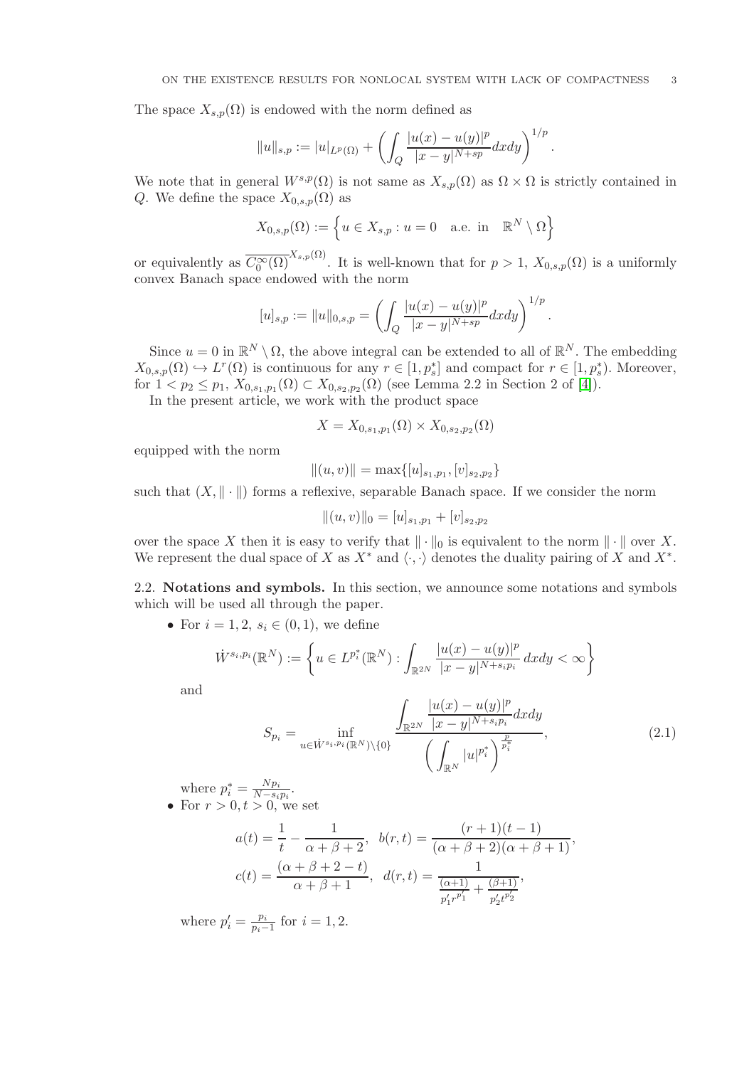The space $X_{s,p}(\Omega)$ is endowed with the norm defined as

$$\|u\|_{s,p} := |u|_{L^p(\Omega)} + \left( \int_Q \frac{|u(x)-u(y)|^p}{|x-y|^{N+sp}} dxdy \right)^{1/p}.$$

We note that in general $W^{s,p}(\Omega)$ is not same as $X_{s,p}(\Omega)$ as $\Omega \times \Omega$ is strictly contained in $Q$. We define the space $X_{0,s,p}(\Omega)$ as

$$X_{0,s,p}(\Omega) := \left\{ u \in X_{s,p} : u = 0 \quad \text{a.e. in} \quad \mathbb{R}^N \setminus \Omega \right\}$$

or equivalently as $\overline{C_0^\infty(\Omega)}^{X_{s,p}(\Omega)}$. It is well-known that for $p > 1$, $X_{0,s,p}(\Omega)$ is a uniformly convex Banach space endowed with the norm

$$[u]_{s,p} := \|u\|_{0,s,p} = \left( \int_Q \frac{|u(x)-u(y)|^p}{|x-y|^{N+sp}} dxdy \right)^{1/p}.$$

Since $u = 0$ in $\mathbb{R}^N \setminus \Omega$, the above integral can be extended to all of $\mathbb{R}^N$. The embedding $X_{0,s,p}(\Omega) \hookrightarrow L^r(\Omega)$ is continuous for any $r \in [1, p_s^*]$ and compact for $r \in [1, p_s^*)$. Moreover, for $1 < p_2 \leq p_1$, $X_{0,s_1,p_1}(\Omega) \subset X_{0,s_2,p_2}(\Omega)$ (see Lemma 2.2 in Section 2 of [4]).

In the present article, we work with the product space

$$X = X_{0,s_1,p_1}(\Omega) \times X_{0,s_2,p_2}(\Omega)$$

equipped with the norm

$$\|(u,v)\| = \max\{[u]_{s_1,p_1}, [v]_{s_2,p_2}\}$$

such that $(X, \|\cdot\|)$ forms a reflexive, separable Banach space. If we consider the norm

$$\|(u,v)\|_0 = [u]_{s_1,p_1} + [v]_{s_2,p_2}$$

over the space $X$ then it is easy to verify that $\|\cdot\|_0$ is equivalent to the norm $\|\cdot\|$ over $X$. We represent the dual space of $X$ as $X^*$ and $\langle \cdot, \cdot \rangle$ denotes the duality pairing of $X$ and $X^*$.

### 2.2. Notations and symbols.

In this section, we announce some notations and symbols which will be used all through the paper.

- For $i = 1, 2$, $s_i \in (0,1)$, we define

$$\dot{W}^{s_i,p_i}(\mathbb{R}^N) := \left\{ u \in L^{p_i^*}(\mathbb{R}^N) : \int_{\mathbb{R}^{2N}} \frac{|u(x)-u(y)|^p}{|x-y|^{N+s_ip_i}}\, dxdy < \infty \right\}$$

and

$$S_{p_i} = \inf_{u \in \dot{W}^{s_i,p_i}(\mathbb{R}^N)\setminus\{0\}} \frac{\displaystyle\int_{\mathbb{R}^{2N}} \frac{|u(x)-u(y)|^p}{|x-y|^{N+s_ip_i}} dxdy}{\left( \displaystyle\int_{\mathbb{R}^N} |u|^{p_i^*} \right)^{\frac{p}{p_i^*}}}, \tag{2.1}$$

where $p_i^* = \frac{Np_i}{N - s_ip_i}$.

- For $r > 0, t > 0$, we set

$$a(t) = \frac{1}{t} - \frac{1}{\alpha+\beta+2}, \quad b(r,t) = \frac{(r+1)(t-1)}{(\alpha+\beta+2)(\alpha+\beta+1)},$$
$$c(t) = \frac{(\alpha+\beta+2-t)}{\alpha+\beta+1}, \quad d(r,t) = \frac{1}{\frac{(\alpha+1)}{p_1' r^{p_1'}} + \frac{(\beta+1)}{p_2' t^{p_2'}}},$$

where $p_i' = \frac{p_i}{p_i - 1}$ for $i = 1, 2$.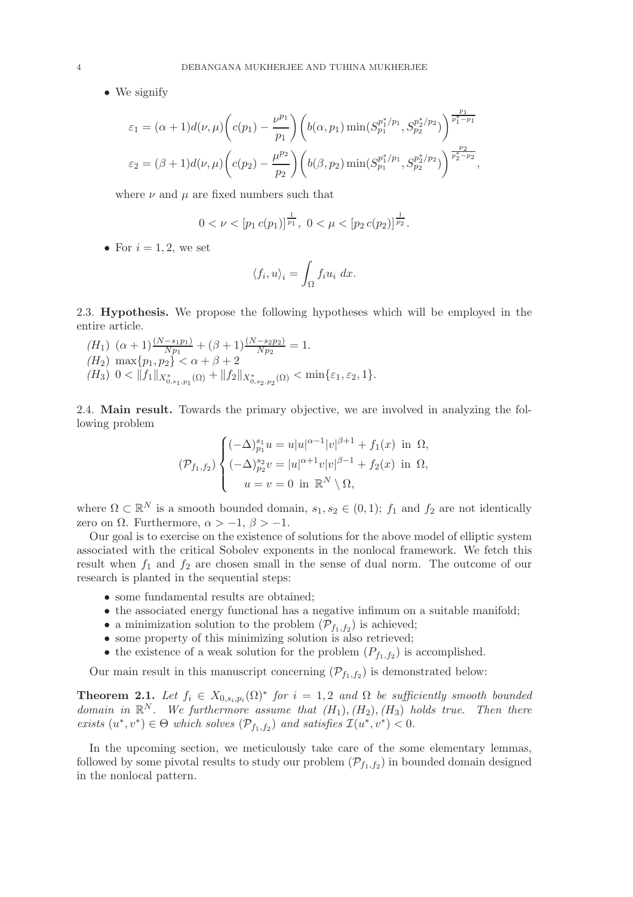- We signify

$$\varepsilon_1 = (\alpha+1)d(\nu,\mu)\bigg(c(p_1) - \frac{\nu^{p_1}}{p_1}\bigg)\bigg(b(\alpha,p_1)\min(S_{p_1}^{p_1^*/p_1}, S_{p_2}^{p_2^*/p_2})\bigg)^{\frac{p_1}{p_1^*-p_1}}$$

$$\varepsilon_2 = (\beta+1)d(\nu,\mu)\bigg(c(p_2) - \frac{\mu^{p_2}}{p_2}\bigg)\bigg(b(\beta,p_2)\min(S_{p_1}^{p_1^*/p_1}, S_{p_2}^{p_2^*/p_2})\bigg)^{\frac{p_2}{p_2^*-p_2}},$$

where $\nu$ and $\mu$ are fixed numbers such that

$$0 < \nu < [p_1\, c(p_1)]^{\frac{1}{p_1}},\ \ 0 < \mu < [p_2\, c(p_2)]^{\frac{1}{p_2}}.$$

- For $i = 1, 2$, we set

$$\langle f_i, u\rangle_i = \int_\Omega f_i u_i \ dx.$$

2.3. **Hypothesis.** We propose the following hypotheses which will be employed in the entire article.

$(H_1)$ $(\alpha+1)\frac{(N-s_1p_1)}{Np_1} + (\beta+1)\frac{(N-s_2p_2)}{Np_2} = 1$.
$(H_2)$ $\max\{p_1, p_2\} < \alpha+\beta+2$
$(H_3)$ $0 < \|f_1\|_{X^*_{0,s_1,p_1}(\Omega)} + \|f_2\|_{X^*_{0,s_2,p_2}(\Omega)} < \min\{\varepsilon_1, \varepsilon_2, 1\}$.

2.4. **Main result.** Towards the primary objective, we are involved in analyzing the following problem

$$(\mathcal{P}_{f_1,f_2})\begin{cases} (-\Delta)^{s_1}_{p_1} u = u|u|^{\alpha-1}|v|^{\beta+1} + f_1(x) \ \text{in} \ \Omega, \\ (-\Delta)^{s_2}_{p_2} v = |u|^{\alpha+1}v|v|^{\beta-1} + f_2(x) \ \text{in} \ \Omega, \\ \quad u = v = 0 \ \text{in} \ \mathbb{R}^N \setminus \Omega, \end{cases}$$

where $\Omega \subset \mathbb{R}^N$ is a smooth bounded domain, $s_1, s_2 \in (0,1)$; $f_1$ and $f_2$ are not identically zero on $\Omega$. Furthermore, $\alpha > -1$, $\beta > -1$.

Our goal is to exercise on the existence of solutions for the above model of elliptic system associated with the critical Sobolev exponents in the nonlocal framework. We fetch this result when $f_1$ and $f_2$ are chosen small in the sense of dual norm. The outcome of our research is planted in the sequential steps:

- some fundamental results are obtained;
- the associated energy functional has a negative infimum on a suitable manifold;
- a minimization solution to the problem $(\mathcal{P}_{f_1,f_2})$ is achieved;
- some property of this minimizing solution is also retrieved;
- the existence of a weak solution for the problem $(P_{f_1,f_2})$ is accomplished.

Our main result in this manuscript concerning $(\mathcal{P}_{f_1,f_2})$ is demonstrated below:

**Theorem 2.1.** *Let $f_i \in X_{0,s_i,p_i}(\Omega)^*$ for $i = 1,2$ and $\Omega$ be sufficiently smooth bounded domain in $\mathbb{R}^N$. We furthermore assume that $(H_1), (H_2), (H_3)$ holds true. Then there exists $(u^*, v^*) \in \Theta$ which solves $(\mathcal{P}_{f_1,f_2})$ and satisfies $\mathcal{I}(u^*, v^*) < 0$.*

In the upcoming section, we meticulously take care of the some elementary lemmas, followed by some pivotal results to study our problem $(\mathcal{P}_{f_1,f_2})$ in bounded domain designed in the nonlocal pattern.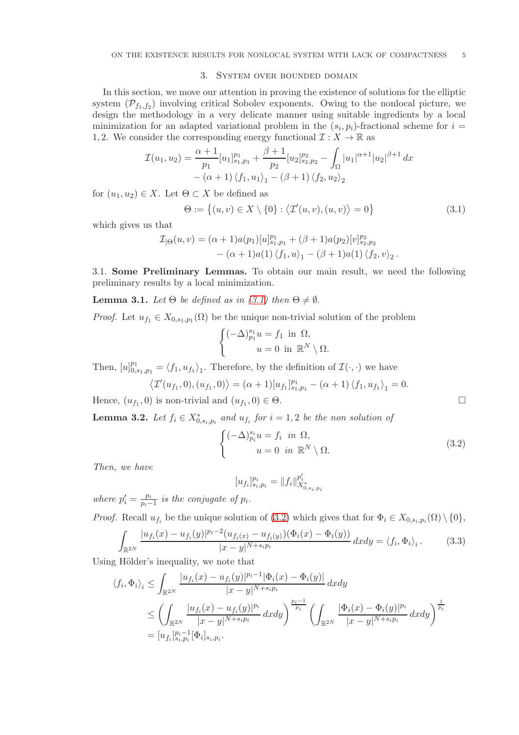## 3. System over bounded domain

In this section, we move our attention in proving the existence of solutions for the elliptic system $(\mathcal{P}_{f_1,f_2})$ involving critical Sobolev exponents. Owing to the nonlocal picture, we design the methodology in a very delicate manner using suitable ingredients by a local minimization for an adapted variational problem in the $(s_i, p_i)$-fractional scheme for $i = 1, 2$. We consider the corresponding energy functional $\mathcal{I} : X \to \mathbb{R}$ as

$$
\begin{aligned}
\mathcal{I}(u_1, u_2) = \frac{\alpha+1}{p_1}[u_1]^{p_1}_{s_1,p_1} + \frac{\beta+1}{p_2}[u_2]^{p_2}_{s_2,p_2} - \int_\Omega |u_1|^{\alpha+1}|u_2|^{\beta+1}\,dx \\
- (\alpha+1)\langle f_1, u_1\rangle_1 - (\beta+1)\langle f_2, u_2\rangle_2
\end{aligned}
$$

for $(u_1, u_2) \in X$. Let $\Theta \subset X$ be defined as

$$
\Theta := \left\{(u, v) \in X \setminus \{0\} : \left\langle \mathcal{I}'(u, v), (u, v)\right\rangle = 0\right\} \tag{3.1}
$$

which gives us that

$$
\begin{aligned}
\mathcal{I}_{|\Theta}(u, v) = (\alpha+1)a(p_1)[u]^{p_1}_{s_1,p_1} + (\beta+1)a(p_2)[v]^{p_2}_{s_2,p_2} \\
- (\alpha+1)a(1)\langle f_1, u\rangle_1 - (\beta+1)a(1)\langle f_2, v\rangle_2\,.
\end{aligned}
$$

### 3.1. Some Preliminary Lemmas.

To obtain our main result, we need the following preliminary results by a local minimization.

**Lemma 3.1.** *Let $\Theta$ be defined as in (3.1) then $\Theta \neq \emptyset$.*

*Proof.* Let $u_{f_1} \in X_{0,s_1,p_1}(\Omega)$ be the unique non-trivial solution of the problem

$$
\begin{cases}
(-\Delta)^{s_1}_{p_1} u = f_1 & \text{in } \Omega,\\
u = 0 & \text{in } \mathbb{R}^N \setminus \Omega.
\end{cases}
$$

Then, $[u]^{p_1}_{0,s_1,p_1} = \langle f_1, u_{f_1}\rangle_1$. Therefore, by the definition of $\mathcal{I}(\cdot,\cdot)$ we have

$$
\left\langle \mathcal{I}'(u_{f_1}, 0), (u_{f_1}, 0)\right\rangle = (\alpha+1)[u_{f_1}]^{p_1}_{s_1,p_1} - (\alpha+1)\langle f_1, u_{f_1}\rangle_1 = 0.
$$

Hence, $(u_{f_1}, 0)$ is non-trivial and $(u_{f_1}, 0) \in \Theta$. $\square$

**Lemma 3.2.** *Let $f_i \in X^*_{0,s_i,p_i}$ and $u_{f_i}$ for $i = 1, 2$ be the non solution of*

$$
\begin{cases}
(-\Delta)^{s_i}_{p_i} u = f_i & \text{in } \Omega,\\
u = 0 & \text{in } \mathbb{R}^N \setminus \Omega.
\end{cases} \tag{3.2}
$$

*Then, we have*

$$
[u_{f_i}]^{p_i}_{s_i,p_i} = \|f_i\|^{p_i'}_{X^*_{0,s_i,p_i}}
$$

*where $p_i' = \frac{p_i}{p_i-1}$ is the conjugate of $p_i$.*

*Proof.* Recall $u_{f_i}$ be the unique solution of (3.2) which gives that for $\Phi_i \in X_{0,s_i,p_i}(\Omega) \setminus \{0\}$,

$$
\int_{\mathbb{R}^{2N}} \frac{|u_{f_i}(x) - u_{f_i}(y)|^{p_i-2}(u_{f_i(x)} - u_{f_i(y)})(\Phi_i(x) - \Phi_i(y))}{|x-y|^{N+s_ip_i}}\,dxdy = \langle f_i, \Phi_i\rangle_i\,. \tag{3.3}
$$

Using Hölder's inequality, we note that

$$
\begin{aligned}
\langle f_i, \Phi_i\rangle_i &\leq \int_{\mathbb{R}^{2N}} \frac{|u_{f_i}(x) - u_{f_i}(y)|^{p_i-1}|\Phi_i(x) - \Phi_i(y)|}{|x-y|^{N+s_ip_i}}\,dxdy \\
&\leq \left(\int_{\mathbb{R}^{2N}} \frac{|u_{f_i}(x) - u_{f_i}(y)|^{p_i}}{|x-y|^{N+s_ip_i}}\,dxdy\right)^{\frac{p_i-1}{p_i}} \left(\int_{\mathbb{R}^{2N}} \frac{|\Phi_i(x) - \Phi_i(y)|^{p_i}}{|x-y|^{N+s_ip_i}}\,dxdy\right)^{\frac{1}{p_i}} \\
&= [u_{f_i}]^{p_i-1}_{s_i,p_i}[\Phi_i]_{s_i,p_i}.
\end{aligned}
$$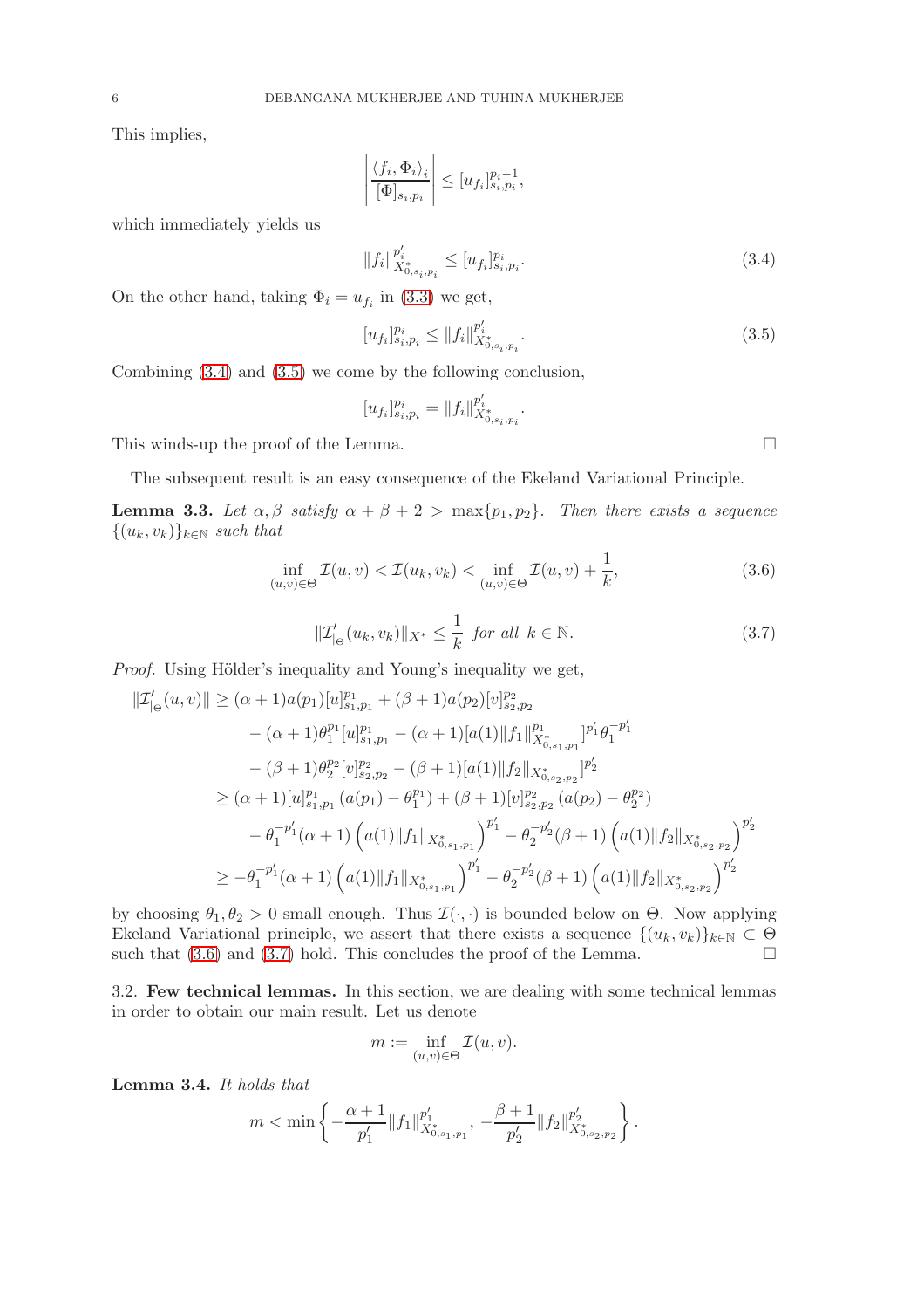This implies,

$$\left|\frac{\langle f_i, \Phi_i\rangle_i}{[\Phi]_{s_i,p_i}}\right| \le [u_{f_i}]_{s_i,p_i}^{p_i-1},$$

which immediately yields us

$$\|f_i\|_{X^*_{0,s_i,p_i}}^{p_i'} \le [u_{f_i}]_{s_i,p_i}^{p_i}. \tag{3.4}$$

On the other hand, taking $\Phi_i = u_{f_i}$ in (3.3) we get,

$$[u_{f_i}]_{s_i,p_i}^{p_i} \le \|f_i\|_{X^*_{0,s_i,p_i}}^{p_i'}. \tag{3.5}$$

Combining (3.4) and (3.5) we come by the following conclusion,

$$[u_{f_i}]_{s_i,p_i}^{p_i} = \|f_i\|_{X^*_{0,s_i,p_i}}^{p_i'}.$$

This winds-up the proof of the Lemma. □

The subsequent result is an easy consequence of the Ekeland Variational Principle.

**Lemma 3.3.** *Let $\alpha, \beta$ satisfy $\alpha + \beta + 2 > \max\{p_1, p_2\}$. Then there exists a sequence $\{(u_k, v_k)\}_{k\in\mathbb{N}}$ such that*

$$\inf_{(u,v)\in\Theta} \mathcal{I}(u,v) < \mathcal{I}(u_k, v_k) < \inf_{(u,v)\in\Theta} \mathcal{I}(u,v) + \frac{1}{k}, \tag{3.6}$$

$$\|\mathcal{I}'_{|_\Theta}(u_k, v_k)\|_{X^*} \le \frac{1}{k} \text{ for all } k \in \mathbb{N}. \tag{3.7}$$

*Proof.* Using Hölder's inequality and Young's inequality we get,

$$\begin{aligned}
\|\mathcal{I}'_{|_\Theta}(u,v)\| &\ge (\alpha+1)a(p_1)[u]_{s_1,p_1}^{p_1} + (\beta+1)a(p_2)[v]_{s_2,p_2}^{p_2} \\
&\quad - (\alpha+1)\theta_1^{p_1}[u]_{s_1,p_1}^{p_1} - (\alpha+1)[a(1)\|f_1\|_{X^*_{0,s_1,p_1}}^{p_1}]^{p_1'}\theta_1^{-p_1'} \\
&\quad - (\beta+1)\theta_2^{p_2}[v]_{s_2,p_2}^{p_2} - (\beta+1)[a(1)\|f_2\|_{X^*_{0,s_2,p_2}}]^{p_2'} \\
&\ge (\alpha+1)[u]_{s_1,p_1}^{p_1}\left(a(p_1) - \theta_1^{p_1}\right) + (\beta+1)[v]_{s_2,p_2}^{p_2}\left(a(p_2) - \theta_2^{p_2}\right) \\
&\quad - \theta_1^{-p_1'}(\alpha+1)\left(a(1)\|f_1\|_{X^*_{0,s_1,p_1}}\right)^{p_1'} - \theta_2^{-p_2'}(\beta+1)\left(a(1)\|f_2\|_{X^*_{0,s_2,p_2}}\right)^{p_2'} \\
&\ge -\theta_1^{-p_1'}(\alpha+1)\left(a(1)\|f_1\|_{X^*_{0,s_1,p_1}}\right)^{p_1'} - \theta_2^{-p_2'}(\beta+1)\left(a(1)\|f_2\|_{X^*_{0,s_2,p_2}}\right)^{p_2'}
\end{aligned}$$

by choosing $\theta_1, \theta_2 > 0$ small enough. Thus $\mathcal{I}(\cdot,\cdot)$ is bounded below on $\Theta$. Now applying Ekeland Variational principle, we assert that there exists a sequence $\{(u_k, v_k)\}_{k\in\mathbb{N}} \subset \Theta$ such that (3.6) and (3.7) hold. This concludes the proof of the Lemma. □

## 3.2. Few technical lemmas.

In this section, we are dealing with some technical lemmas in order to obtain our main result. Let us denote

$$m := \inf_{(u,v)\in\Theta} \mathcal{I}(u,v).$$

**Lemma 3.4.** *It holds that*

$$m < \min\left\{-\frac{\alpha+1}{p_1'}\|f_1\|_{X^*_{0,s_1,p_1}}^{p_1'}, -\frac{\beta+1}{p_2'}\|f_2\|_{X^*_{0,s_2,p_2}}^{p_2'}\right\}.$$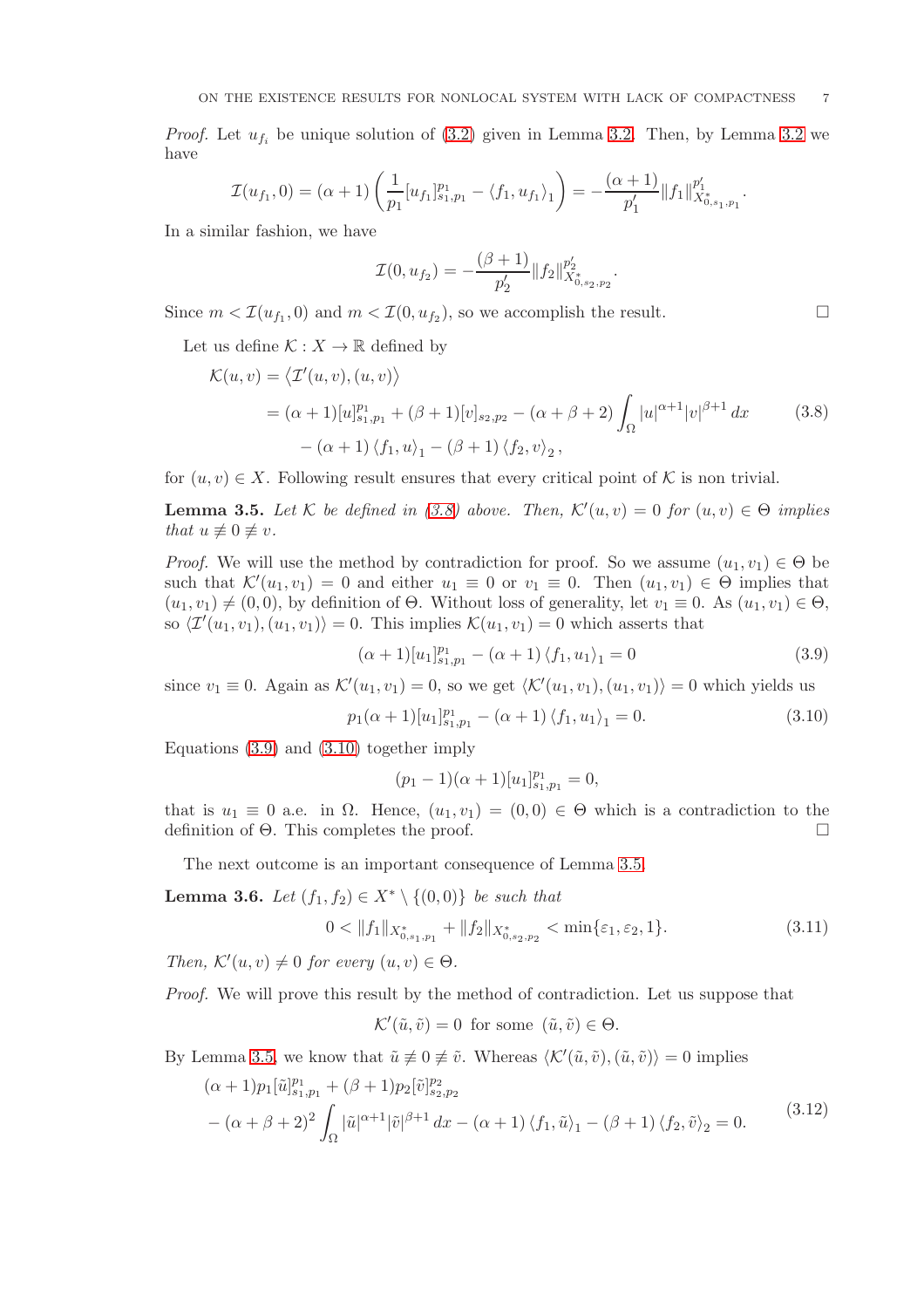*Proof.* Let $u_{f_i}$ be unique solution of (3.2) given in Lemma 3.2. Then, by Lemma 3.2 we have

$$\mathcal{I}(u_{f_1},0) = (\alpha+1)\left(\frac{1}{p_1}[u_{f_1}]^{p_1}_{s_1,p_1} - \langle f_1, u_{f_1}\rangle_1\right) = -\frac{(\alpha+1)}{p_1'}\|f_1\|^{p_1'}_{X^*_{0,s_1,p_1}}.$$

In a similar fashion, we have

$$\mathcal{I}(0,u_{f_2}) = -\frac{(\beta+1)}{p_2'}\|f_2\|^{p_2'}_{X^*_{0,s_2,p_2}}.$$

Since $m < \mathcal{I}(u_{f_1},0)$ and $m < \mathcal{I}(0,u_{f_2})$, so we accomplish the result. □

Let us define $\mathcal{K} : X \to \mathbb{R}$ defined by

$$\begin{aligned}
\mathcal{K}(u,v) &= \langle \mathcal{I}'(u,v),(u,v)\rangle \\
&= (\alpha+1)[u]^{p_1}_{s_1,p_1} + (\beta+1)[v]_{s_2,p_2} - (\alpha+\beta+2)\int_\Omega |u|^{\alpha+1}|v|^{\beta+1}\,dx \\
&\quad - (\alpha+1)\langle f_1,u\rangle_1 - (\beta+1)\langle f_2,v\rangle_2,
\end{aligned} \tag{3.8}$$

for $(u,v)\in X$. Following result ensures that every critical point of $\mathcal{K}$ is non trivial.

**Lemma 3.5.** *Let $\mathcal{K}$ be defined in (3.8) above. Then, $\mathcal{K}'(u,v)=0$ for $(u,v)\in\Theta$ implies that $u\not\equiv 0\not\equiv v$.*

*Proof.* We will use the method by contradiction for proof. So we assume $(u_1,v_1)\in\Theta$ be such that $\mathcal{K}'(u_1,v_1)=0$ and either $u_1\equiv 0$ or $v_1\equiv 0$. Then $(u_1,v_1)\in\Theta$ implies that $(u_1,v_1)\neq(0,0)$, by definition of $\Theta$. Without loss of generality, let $v_1\equiv 0$. As $(u_1,v_1)\in\Theta$, so $\langle \mathcal{I}'(u_1,v_1),(u_1,v_1)\rangle = 0$. This implies $\mathcal{K}(u_1,v_1)=0$ which asserts that

$$(\alpha+1)[u_1]^{p_1}_{s_1,p_1} - (\alpha+1)\langle f_1,u_1\rangle_1 = 0 \tag{3.9}$$

since $v_1\equiv 0$. Again as $\mathcal{K}'(u_1,v_1)=0$, so we get $\langle \mathcal{K}'(u_1,v_1),(u_1,v_1)\rangle = 0$ which yields us

$$p_1(\alpha+1)[u_1]^{p_1}_{s_1,p_1} - (\alpha+1)\langle f_1,u_1\rangle_1 = 0. \tag{3.10}$$

Equations (3.9) and (3.10) together imply

$$(p_1-1)(\alpha+1)[u_1]^{p_1}_{s_1,p_1} = 0,$$

that is $u_1\equiv 0$ a.e. in $\Omega$. Hence, $(u_1,v_1)=(0,0)\in\Theta$ which is a contradiction to the definition of $\Theta$. This completes the proof. □

The next outcome is an important consequence of Lemma 3.5.

**Lemma 3.6.** *Let $(f_1,f_2)\in X^*\setminus\{(0,0)\}$ be such that*

$$0 < \|f_1\|_{X^*_{0,s_1,p_1}} + \|f_2\|_{X^*_{0,s_2,p_2}} < \min\{\varepsilon_1,\varepsilon_2,1\}. \tag{3.11}$$

*Then, $\mathcal{K}'(u,v)\neq 0$ for every $(u,v)\in\Theta$.*

*Proof.* We will prove this result by the method of contradiction. Let us suppose that

$$\mathcal{K}'(\tilde u,\tilde v) = 0 \text{ for some } (\tilde u,\tilde v)\in\Theta.$$

By Lemma 3.5, we know that $\tilde u\not\equiv 0\not\equiv\tilde v$. Whereas $\langle \mathcal{K}'(\tilde u,\tilde v),(\tilde u,\tilde v)\rangle = 0$ implies

$$\begin{aligned}
&(\alpha+1)p_1[\tilde u]^{p_1}_{s_1,p_1} + (\beta+1)p_2[\tilde v]^{p_2}_{s_2,p_2} \\
&- (\alpha+\beta+2)^2\int_\Omega |\tilde u|^{\alpha+1}|\tilde v|^{\beta+1}\,dx - (\alpha+1)\langle f_1,\tilde u\rangle_1 - (\beta+1)\langle f_2,\tilde v\rangle_2 = 0.
\end{aligned} \tag{3.12}$$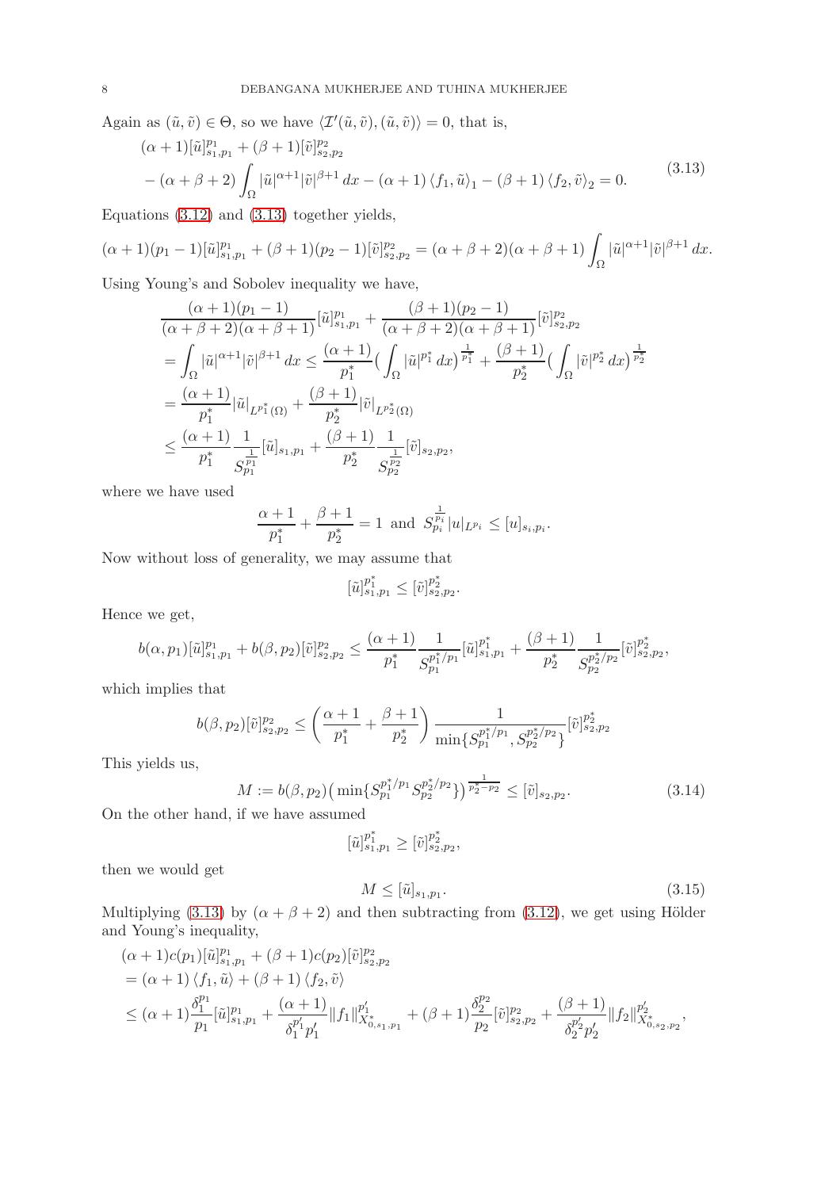Again as $(\tilde{u},\tilde{v}) \in \Theta$, so we have $\langle \mathcal{I}'(\tilde{u},\tilde{v}),(\tilde{u},\tilde{v})\rangle = 0$, that is,

$$
\begin{aligned}
&(\alpha+1)[\tilde{u}]^{p_1}_{s_1,p_1} + (\beta+1)[\tilde{v}]^{p_2}_{s_2,p_2} \\
&- (\alpha+\beta+2)\int_\Omega |\tilde{u}|^{\alpha+1}|\tilde{v}|^{\beta+1}\,dx - (\alpha+1)\langle f_1,\tilde{u}\rangle_1 - (\beta+1)\langle f_2,\tilde{v}\rangle_2 = 0.
\end{aligned} \tag{3.13}
$$

Equations (3.12) and (3.13) together yields,

$$
(\alpha+1)(p_1-1)[\tilde{u}]^{p_1}_{s_1,p_1} + (\beta+1)(p_2-1)[\tilde{v}]^{p_2}_{s_2,p_2} = (\alpha+\beta+2)(\alpha+\beta+1)\int_\Omega |\tilde{u}|^{\alpha+1}|\tilde{v}|^{\beta+1}\,dx.
$$

Using Young's and Sobolev inequality we have,

$$
\begin{aligned}
&\frac{(\alpha+1)(p_1-1)}{(\alpha+\beta+2)(\alpha+\beta+1)}[\tilde{u}]^{p_1}_{s_1,p_1} + \frac{(\beta+1)(p_2-1)}{(\alpha+\beta+2)(\alpha+\beta+1)}[\tilde{v}]^{p_2}_{s_2,p_2} \\
&= \int_\Omega |\tilde{u}|^{\alpha+1}|\tilde{v}|^{\beta+1}\,dx \le \frac{(\alpha+1)}{p_1^*}\Big(\int_\Omega |\tilde{u}|^{p_1^*}\,dx\Big)^{\frac{1}{p_1^*}} + \frac{(\beta+1)}{p_2^*}\Big(\int_\Omega |\tilde{v}|^{p_2^*}\,dx\Big)^{\frac{1}{p_2^*}} \\
&= \frac{(\alpha+1)}{p_1^*}|\tilde{u}|_{L^{p_1^*}(\Omega)} + \frac{(\beta+1)}{p_2^*}|\tilde{v}|_{L^{p_2^*}(\Omega)} \\
&\le \frac{(\alpha+1)}{p_1^*}\frac{1}{S_{p_1}^{\frac{1}{p_1}}}[\tilde{u}]_{s_1,p_1} + \frac{(\beta+1)}{p_2^*}\frac{1}{S_{p_2}^{\frac{1}{p_2}}}[\tilde{v}]_{s_2,p_2},
\end{aligned}
$$

where we have used

$$
\frac{\alpha+1}{p_1^*} + \frac{\beta+1}{p_2^*} = 1 \text{ and } S_{p_i}^{\frac{1}{p_i}}|u|_{L^{p_i}} \le [u]_{s_i,p_i}.
$$

Now without loss of generality, we may assume that

$$
[\tilde{u}]^{p_1^*}_{s_1,p_1} \le [\tilde{v}]^{p_2^*}_{s_2,p_2}.
$$

Hence we get,

$$
b(\alpha,p_1)[\tilde{u}]^{p_1}_{s_1,p_1} + b(\beta,p_2)[\tilde{v}]^{p_2}_{s_2,p_2} \le \frac{(\alpha+1)}{p_1^*}\frac{1}{S_{p_1}^{p_1^*/p_1}}[\tilde{u}]^{p_1^*}_{s_1,p_1} + \frac{(\beta+1)}{p_2^*}\frac{1}{S_{p_2}^{p_2^*/p_2}}[\tilde{v}]^{p_2^*}_{s_2,p_2},
$$

which implies that

$$
b(\beta,p_2)[\tilde{v}]^{p_2}_{s_2,p_2} \le \left(\frac{\alpha+1}{p_1^*} + \frac{\beta+1}{p_2^*}\right)\frac{1}{\min\{S_{p_1}^{p_1^*/p_1}, S_{p_2}^{p_2^*/p_2}\}}[\tilde{v}]^{p_2^*}_{s_2,p_2}
$$

This yields us,

$$
M := b(\beta,p_2)\big(\min\{S_{p_1}^{p_1^*/p_1} S_{p_2}^{p_2^*/p_2}\}\big)^{\frac{1}{p_2^*-p_2}} \le [\tilde{v}]_{s_2,p_2}. \tag{3.14}
$$

On the other hand, if we have assumed

$$
[\tilde{u}]^{p_1^*}_{s_1,p_1} \ge [\tilde{v}]^{p_2^*}_{s_2,p_2},
$$

then we would get

$$
M \le [\tilde{u}]_{s_1,p_1}. \tag{3.15}
$$

Multiplying (3.13) by $(\alpha+\beta+2)$ and then subtracting from (3.12), we get using Hölder and Young's inequality,

$$
\begin{aligned}
&(\alpha+1)c(p_1)[\tilde{u}]^{p_1}_{s_1,p_1} + (\beta+1)c(p_2)[\tilde{v}]^{p_2}_{s_2,p_2} \\
&= (\alpha+1)\langle f_1,\tilde{u}\rangle + (\beta+1)\langle f_2,\tilde{v}\rangle \\
&\le (\alpha+1)\frac{\delta_1^{p_1}}{p_1}[\tilde{u}]^{p_1}_{s_1,p_1} + \frac{(\alpha+1)}{\delta_1^{p_1'}p_1'}\|f_1\|^{p_1'}_{X^*_{0,s_1,p_1}} + (\beta+1)\frac{\delta_2^{p_2}}{p_2}[\tilde{v}]^{p_2}_{s_2,p_2} + \frac{(\beta+1)}{\delta_2^{p_2'}p_2'}\|f_2\|^{p_2'}_{X^*_{0,s_2,p_2}},
\end{aligned}
$$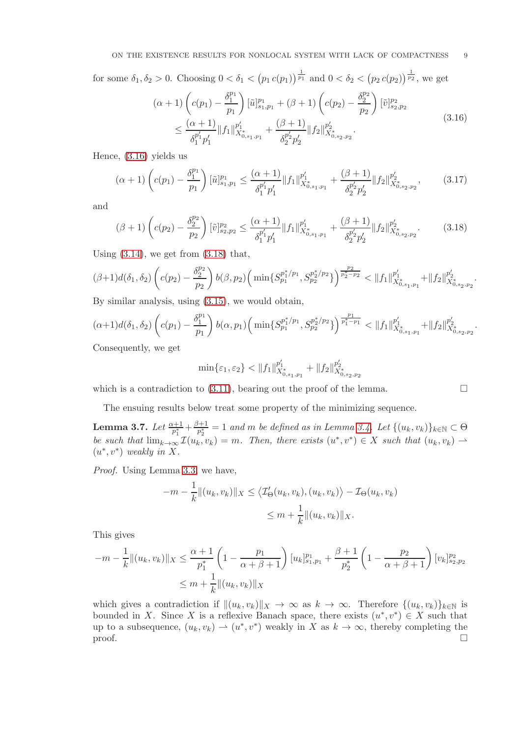for some $\delta_1, \delta_2 > 0$. Choosing $0 < \delta_1 < \left(p_1\, c(p_1)\right)^{\frac{1}{p_1}}$ and $0 < \delta_2 < \left(p_2\, c(p_2)\right)^{\frac{1}{p_2}}$, we get

$$
\begin{aligned}
(\alpha+1)\left(c(p_1) - \frac{\delta_1^{p_1}}{p_1}\right)[\tilde{u}]^{p_1}_{s_1,p_1} + (\beta+1)\left(c(p_2) - \frac{\delta_2^{p_2}}{p_2}\right)[\tilde{v}]^{p_2}_{s_2,p_2} \\
\leq \frac{(\alpha+1)}{\delta_1^{p_1'} p_1'}\|f_1\|^{p_1'}_{X^*_{0,s_1,p_1}} + \frac{(\beta+1)}{\delta_2^{p_2'} p_2'}\|f_2\|^{p_2'}_{X^*_{0,s_2,p_2}}.
\end{aligned}
\tag{3.16}
$$

Hence, (3.16) yields us

$$
(\alpha+1)\left(c(p_1) - \frac{\delta_1^{p_1}}{p_1}\right)[\tilde{u}]^{p_1}_{s_1,p_1} \leq \frac{(\alpha+1)}{\delta_1^{p_1'} p_1'}\|f_1\|^{p_1'}_{X^*_{0,s_1,p_1}} + \frac{(\beta+1)}{\delta_2^{p_2'} p_2'}\|f_2\|^{p_2'}_{X^*_{0,s_2,p_2}}, \tag{3.17}
$$

and

$$
(\beta+1)\left(c(p_2) - \frac{\delta_2^{p_2}}{p_2}\right)[\tilde{v}]^{p_2}_{s_2,p_2} \leq \frac{(\alpha+1)}{\delta_1^{p_1'} p_1'}\|f_1\|^{p_1'}_{X^*_{0,s_1,p_1}} + \frac{(\beta+1)}{\delta_2^{p_2'} p_2'}\|f_2\|^{p_2'}_{X^*_{0,s_2,p_2}}. \tag{3.18}
$$

Using (3.14), we get from (3.18) that,

$$
(\beta+1) d(\delta_1,\delta_2)\left(c(p_2) - \frac{\delta_2^{p_2}}{p_2}\right) b(\beta, p_2)\Big(\min\{S_{p_1}^{p_1^*/p_1}, S_{p_2}^{p_2^*/p_2}\}\Big)^{\frac{p_2}{p_2^*-p_2}} < \|f_1\|^{p_1'}_{X^*_{0,s_1,p_1}} + \|f_2\|^{p_2'}_{X^*_{0,s_2,p_2}}.
$$

By similar analysis, using (3.15), we would obtain,

$$
(\alpha+1) d(\delta_1,\delta_2)\left(c(p_1) - \frac{\delta_1^{p_1}}{p_1}\right) b(\alpha, p_1)\Big(\min\{S_{p_1}^{p_1^*/p_1}, S_{p_2}^{p_2^*/p_2}\}\Big)^{\frac{p_1}{p_1^*-p_1}} < \|f_1\|^{p_1'}_{X^*_{0,s_1,p_1}} + \|f_2\|^{p_2'}_{X^*_{0,s_2,p_2}}.
$$

Consequently, we get

$$
\min\{\varepsilon_1, \varepsilon_2\} < \|f_1\|^{p_1'}_{X^*_{0,s_1,p_1}} + \|f_2\|^{p_2'}_{X^*_{0,s_2,p_2}}
$$

which is a contradiction to (3.11), bearing out the proof of the lemma. □

The ensuing results below treat some property of the minimizing sequence.

**Lemma 3.7.** *Let $\frac{\alpha+1}{p_1^*} + \frac{\beta+1}{p_2^*} = 1$ and $m$ be defined as in Lemma 3.4. Let $\{(u_k, v_k)\}_{k\in\mathbb{N}} \subset \Theta$ be such that $\lim_{k\to\infty} \mathcal{I}(u_k, v_k) = m$. Then, there exists $(u^*, v^*) \in X$ such that $(u_k, v_k) \rightharpoonup (u^*, v^*)$ weakly in $X$.*

*Proof.* Using Lemma 3.3, we have,

$$
\begin{aligned}
-m - \frac{1}{k}\|(u_k, v_k)\|_X &\leq \left\langle \mathcal{I}'_\Theta(u_k, v_k), (u_k, v_k)\right\rangle - \mathcal{I}_\Theta(u_k, v_k) \\
&\leq m + \frac{1}{k}\|(u_k, v_k)\|_X.
\end{aligned}
$$

This gives

$$
\begin{aligned}
-m - \frac{1}{k}\|(u_k, v_k)\|_X &\leq \frac{\alpha+1}{p_1^*}\left(1 - \frac{p_1}{\alpha+\beta+1}\right)[u_k]^{p_1}_{s_1,p_1} + \frac{\beta+1}{p_2^*}\left(1 - \frac{p_2}{\alpha+\beta+1}\right)[v_k]^{p_2}_{s_2,p_2} \\
&\leq m + \frac{1}{k}\|(u_k, v_k)\|_X
\end{aligned}
$$

which gives a contradiction if $\|(u_k, v_k)\|_X \to \infty$ as $k \to \infty$. Therefore $\{(u_k, v_k)\}_{k\in\mathbb{N}}$ is bounded in $X$. Since $X$ is a reflexive Banach space, there exists $(u^*, v^*) \in X$ such that up to a subsequence, $(u_k, v_k) \rightharpoonup (u^*, v^*)$ weakly in $X$ as $k \to \infty$, thereby completing the proof. □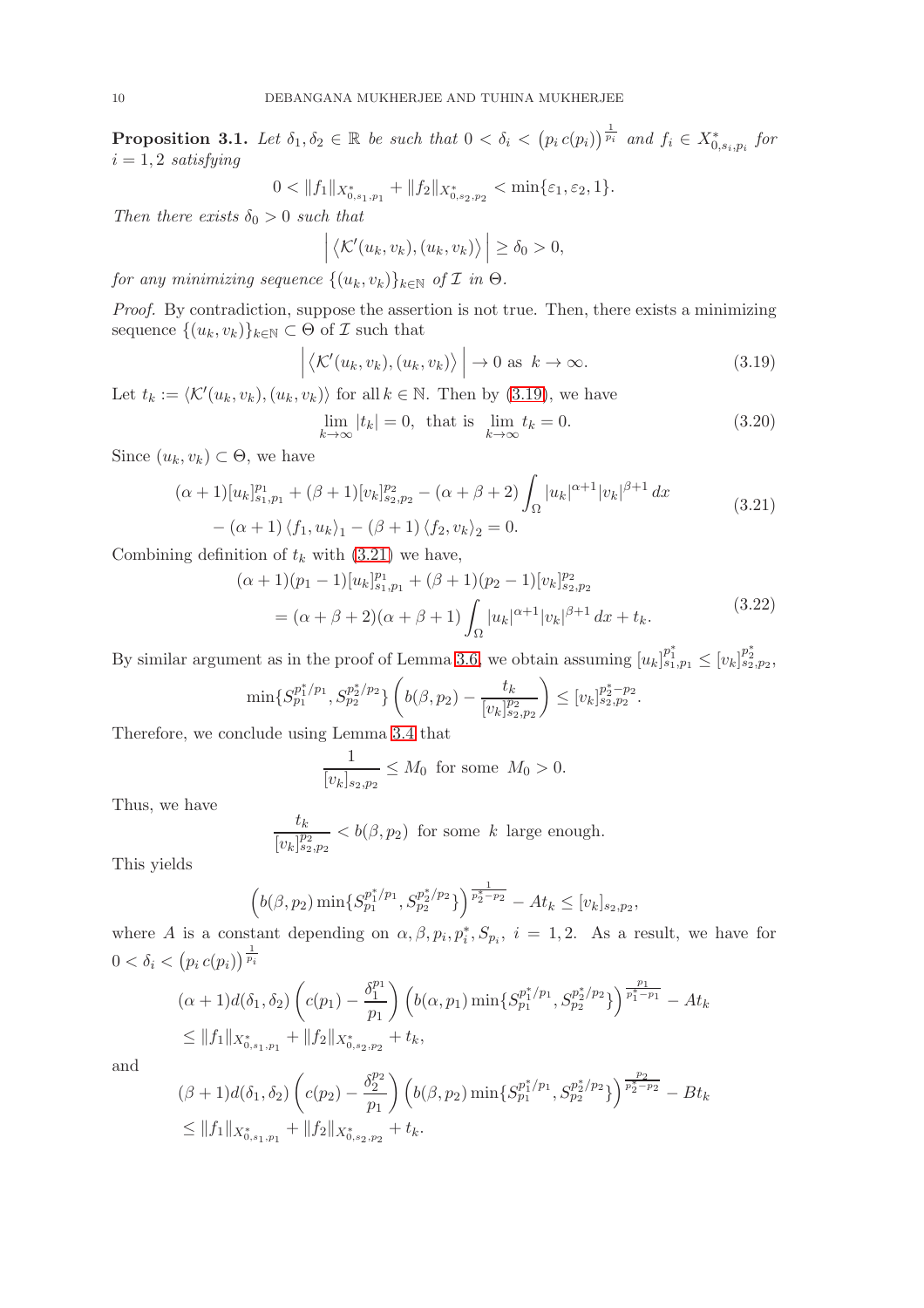**Proposition 3.1.** *Let $\delta_1, \delta_2 \in \mathbb{R}$ be such that $0 < \delta_i < \left(p_i\, c(p_i)\right)^{\frac{1}{p_i}}$ and $f_i \in X^*_{0,s_i,p_i}$ for $i = 1, 2$ satisfying*

$$0 < \|f_1\|_{X^*_{0,s_1,p_1}} + \|f_2\|_{X^*_{0,s_2,p_2}} < \min\{\varepsilon_1, \varepsilon_2, 1\}.$$

*Then there exists $\delta_0 > 0$ such that*

$$\left| \left\langle \mathcal{K}'(u_k, v_k), (u_k, v_k) \right\rangle \right| \geq \delta_0 > 0,$$

*for any minimizing sequence $\{(u_k, v_k)\}_{k\in\mathbb{N}}$ of $\mathcal{I}$ in $\Theta$.*

*Proof.* By contradiction, suppose the assertion is not true. Then, there exists a minimizing sequence $\{(u_k, v_k)\}_{k\in\mathbb{N}} \subset \Theta$ of $\mathcal{I}$ such that

$$\left| \left\langle \mathcal{K}'(u_k, v_k), (u_k, v_k) \right\rangle \right| \to 0 \text{ as } k \to \infty. \tag{3.19}$$

Let $t_k := \langle \mathcal{K}'(u_k, v_k), (u_k, v_k) \rangle$ for all $k \in \mathbb{N}$. Then by (3.19), we have

$$\lim_{k\to\infty} |t_k| = 0, \text{ that is } \lim_{k\to\infty} t_k = 0. \tag{3.20}$$

Since $(u_k, v_k) \subset \Theta$, we have

$$\begin{aligned}
&(\alpha+1)[u_k]^{p_1}_{s_1,p_1} + (\beta+1)[v_k]^{p_2}_{s_2,p_2} - (\alpha+\beta+2)\int_\Omega |u_k|^{\alpha+1}|v_k|^{\beta+1}\,dx \\
&\quad - (\alpha+1)\left\langle f_1, u_k\right\rangle_1 - (\beta+1)\left\langle f_2, v_k\right\rangle_2 = 0.
\end{aligned} \tag{3.21}$$

Combining definition of $t_k$ with (3.21) we have,

$$\begin{aligned}
&(\alpha+1)(p_1-1)[u_k]^{p_1}_{s_1,p_1} + (\beta+1)(p_2-1)[v_k]^{p_2}_{s_2,p_2} \\
&\quad = (\alpha+\beta+2)(\alpha+\beta+1)\int_\Omega |u_k|^{\alpha+1}|v_k|^{\beta+1}\,dx + t_k.
\end{aligned} \tag{3.22}$$

By similar argument as in the proof of Lemma 3.6, we obtain assuming $[u_k]^{p_1^*}_{s_1,p_1} \leq [v_k]^{p_2^*}_{s_2,p_2}$,

$$\min\{S_{p_1}^{p_1^*/p_1}, S_{p_2}^{p_2^*/p_2}\}\left(b(\beta, p_2) - \frac{t_k}{[v_k]^{p_2}_{s_2,p_2}}\right) \leq [v_k]^{p_2^*-p_2}_{s_2,p_2}.$$

Therefore, we conclude using Lemma 3.4 that

$$\frac{1}{[v_k]_{s_2,p_2}} \leq M_0 \text{ for some } M_0 > 0.$$

Thus, we have

$$\frac{t_k}{[v_k]^{p_2}_{s_2,p_2}} < b(\beta, p_2) \text{ for some } k \text{ large enough.}$$

This yields

$$\left(b(\beta, p_2)\min\{S_{p_1}^{p_1^*/p_1}, S_{p_2}^{p_2^*/p_2}\}\right)^{\frac{1}{p_2^*-p_2}} - At_k \leq [v_k]_{s_2,p_2},$$

where $A$ is a constant depending on $\alpha, \beta, p_i, p_i^*, S_{p_i}$, $i = 1, 2$. As a result, we have for $0 < \delta_i < \left(p_i\, c(p_i)\right)^{\frac{1}{p_i}}$

$$\begin{aligned}
&(\alpha+1)d(\delta_1, \delta_2)\left(c(p_1) - \frac{\delta_1^{p_1}}{p_1}\right)\left(b(\alpha, p_1)\min\{S_{p_1}^{p_1^*/p_1}, S_{p_2}^{p_2^*/p_2}\}\right)^{\frac{p_1}{p_1^*-p_1}} - At_k \\
&\leq \|f_1\|_{X^*_{0,s_1,p_1}} + \|f_2\|_{X^*_{0,s_2,p_2}} + t_k,
\end{aligned}$$

and

$$\begin{aligned}
&(\beta+1)d(\delta_1, \delta_2)\left(c(p_2) - \frac{\delta_2^{p_2}}{p_1}\right)\left(b(\beta, p_2)\min\{S_{p_1}^{p_1^*/p_1}, S_{p_2}^{p_2^*/p_2}\}\right)^{\frac{p_2}{p_2^*-p_2}} - Bt_k \\
&\leq \|f_1\|_{X^*_{0,s_1,p_1}} + \|f_2\|_{X^*_{0,s_2,p_2}} + t_k.
\end{aligned}$$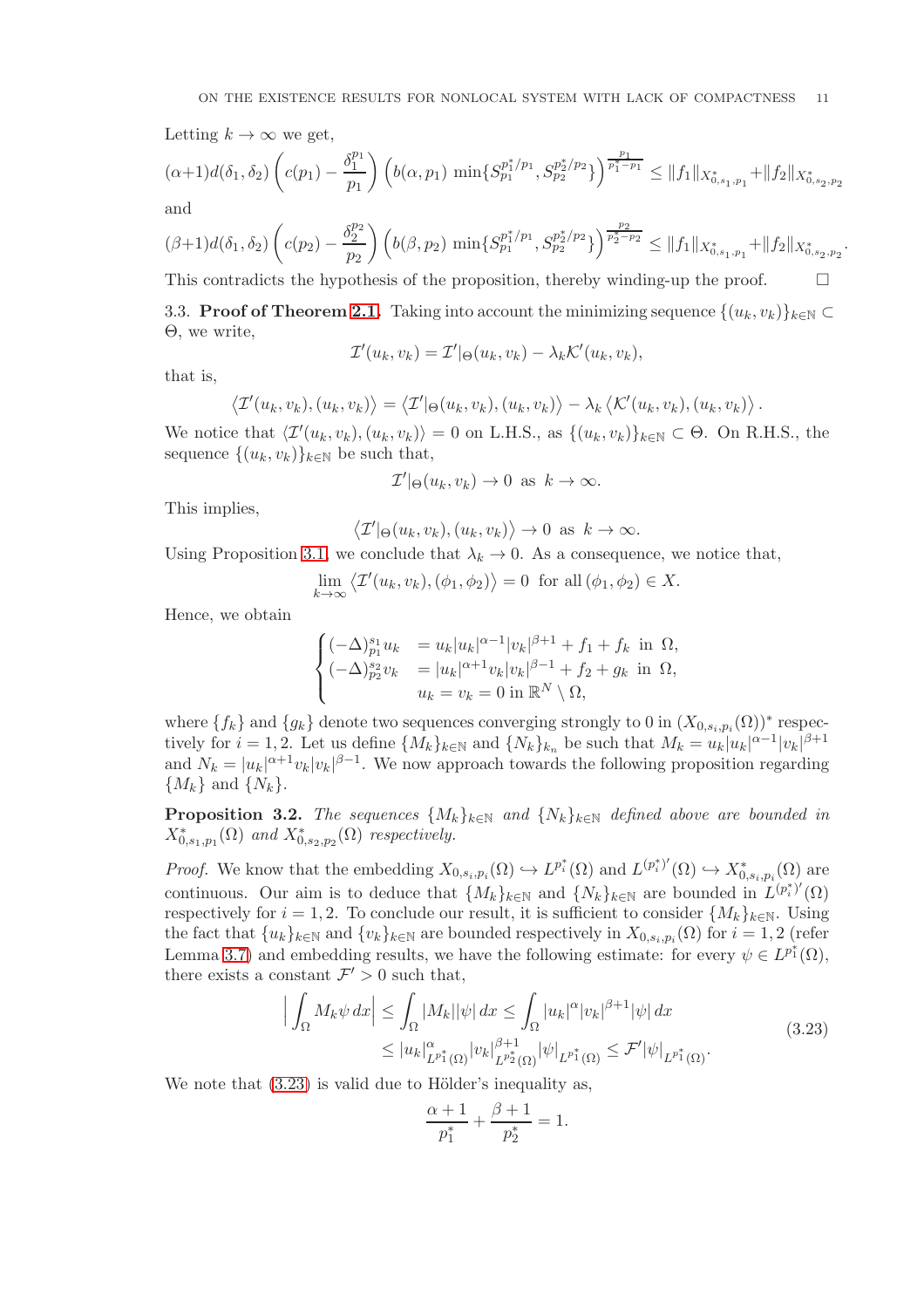Letting $k \to \infty$ we get,

$$(\alpha+1)d(\delta_1,\delta_2)\left(c(p_1)-\frac{\delta_1^{p_1}}{p_1}\right)\left(b(\alpha,p_1)\,\min\{S_{p_1}^{p_1^*/p_1},S_{p_2}^{p_2^*/p_2}\}\right)^{\frac{p_1}{p_1^*-p_1}} \leq \|f_1\|_{X^*_{0,s_1,p_1}}+\|f_2\|_{X^*_{0,s_2,p_2}}$$

and

$$(\beta+1)d(\delta_1,\delta_2)\left(c(p_2)-\frac{\delta_2^{p_2}}{p_2}\right)\left(b(\beta,p_2)\,\min\{S_{p_1}^{p_1^*/p_1},S_{p_2}^{p_2^*/p_2}\}\right)^{\frac{p_2}{p_2^*-p_2}} \leq \|f_1\|_{X^*_{0,s_1,p_1}}+\|f_2\|_{X^*_{0,s_2,p_2}}.$$

This contradicts the hypothesis of the proposition, thereby winding-up the proof. $\square$

3.3. **Proof of Theorem 2.1.** Taking into account the minimizing sequence $\{(u_k,v_k)\}_{k\in\mathbb{N}} \subset \Theta$, we write,

$$\mathcal{I}'(u_k,v_k) = \mathcal{I}'|_\Theta(u_k,v_k) - \lambda_k \mathcal{K}'(u_k,v_k),$$

that is,

$$\left\langle \mathcal{I}'(u_k,v_k),(u_k,v_k)\right\rangle = \left\langle \mathcal{I}'|_\Theta(u_k,v_k),(u_k,v_k)\right\rangle - \lambda_k\left\langle \mathcal{K}'(u_k,v_k),(u_k,v_k)\right\rangle.$$

We notice that $\langle \mathcal{I}'(u_k,v_k),(u_k,v_k)\rangle = 0$ on L.H.S., as $\{(u_k,v_k)\}_{k\in\mathbb{N}} \subset \Theta$. On R.H.S., the sequence $\{(u_k,v_k)\}_{k\in\mathbb{N}}$ be such that,

$$\mathcal{I}'|_\Theta(u_k,v_k) \to 0 \ \text{ as } \ k\to\infty.$$

This implies,

$$\left\langle \mathcal{I}'|_\Theta(u_k,v_k),(u_k,v_k)\right\rangle \to 0 \ \text{ as } \ k\to\infty.$$

Using Proposition 3.1, we conclude that $\lambda_k \to 0$. As a consequence, we notice that,

$$\lim_{k\to\infty}\left\langle \mathcal{I}'(u_k,v_k),(\phi_1,\phi_2)\right\rangle = 0 \ \text{ for all}\,(\phi_1,\phi_2)\in X.$$

Hence, we obtain

$$\begin{cases}(-\Delta)_{p_1}^{s_1}u_k &= u_k|u_k|^{\alpha-1}|v_k|^{\beta+1}+f_1+f_k \ \text{ in } \Omega,\\ (-\Delta)_{p_2}^{s_2}v_k &= |u_k|^{\alpha+1}v_k|v_k|^{\beta-1}+f_2+g_k \ \text{ in } \Omega,\\ & u_k=v_k=0 \text{ in } \mathbb{R}^N\setminus\Omega,\end{cases}$$

where $\{f_k\}$ and $\{g_k\}$ denote two sequences converging strongly to 0 in $(X_{0,s_i,p_i}(\Omega))^*$ respectively for $i=1,2$. Let us define $\{M_k\}_{k\in\mathbb{N}}$ and $\{N_k\}_{k_n}$ be such that $M_k = u_k|u_k|^{\alpha-1}|v_k|^{\beta+1}$ and $N_k = |u_k|^{\alpha+1}v_k|v_k|^{\beta-1}$. We now approach towards the following proposition regarding $\{M_k\}$ and $\{N_k\}$.

**Proposition 3.2.** *The sequences $\{M_k\}_{k\in\mathbb{N}}$ and $\{N_k\}_{k\in\mathbb{N}}$ defined above are bounded in $X^*_{0,s_1,p_1}(\Omega)$ and $X^*_{0,s_2,p_2}(\Omega)$ respectively.*

*Proof.* We know that the embedding $X_{0,s_i,p_i}(\Omega) \hookrightarrow L^{p_i^*}(\Omega)$ and $L^{(p_i^*)'}(\Omega) \hookrightarrow X^*_{0,s_i,p_i}(\Omega)$ are continuous. Our aim is to deduce that $\{M_k\}_{k\in\mathbb{N}}$ and $\{N_k\}_{k\in\mathbb{N}}$ are bounded in $L^{(p_i^*)'}(\Omega)$ respectively for $i=1,2$. To conclude our result, it is sufficient to consider $\{M_k\}_{k\in\mathbb{N}}$. Using the fact that $\{u_k\}_{k\in\mathbb{N}}$ and $\{v_k\}_{k\in\mathbb{N}}$ are bounded respectively in $X_{0,s_i,p_i}(\Omega)$ for $i=1,2$ (refer Lemma 3.7) and embedding results, we have the following estimate: for every $\psi \in L^{p_1^*}(\Omega)$, there exists a constant $\mathcal{F}'>0$ such that,

$$\begin{aligned}\Big|\int_\Omega M_k\psi\,dx\Big| &\leq \int_\Omega |M_k||\psi|\,dx \leq \int_\Omega |u_k|^\alpha|v_k|^{\beta+1}|\psi|\,dx\\ &\leq |u_k|^\alpha_{L^{p_1^*}(\Omega)}|v_k|^{\beta+1}_{L^{p_2^*}(\Omega)}|\psi|_{L^{p_1^*}(\Omega)} \leq \mathcal{F}'|\psi|_{L^{p_1^*}(\Omega)}.\end{aligned} \tag{3.23}$$

We note that (3.23) is valid due to Hölder's inequality as,

$$\frac{\alpha+1}{p_1^*}+\frac{\beta+1}{p_2^*}=1.$$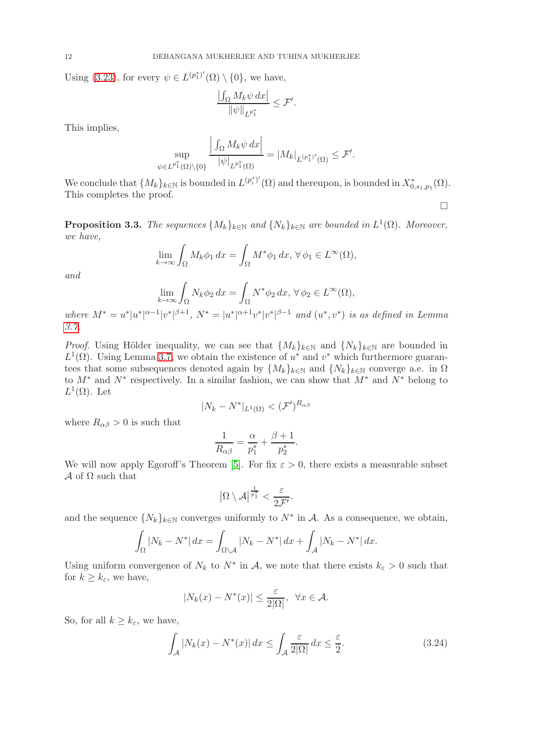Using (3.23), for every $\psi \in L^{(p_1^*)'}(\Omega) \setminus \{0\}$, we have,

$$\frac{\left|\int_\Omega M_k \psi \, dx\right|}{\|\psi\|_{L^{p_1^*}}} \leq \mathcal{F}'.$$

This implies,

$$\sup_{\psi \in L^{p_1^*}(\Omega)\setminus\{0\}} \frac{\left|\int_\Omega M_k \psi \, dx\right|}{|\psi|_{L^{p_1^*}(\Omega)}} = |M_k|_{L^{(p_1^*)'}(\Omega)} \leq \mathcal{F}'.$$

We conclude that $\{M_k\}_{k\in\mathbb{N}}$ is bounded in $L^{(p_i^*)'}(\Omega)$ and thereupon, is bounded in $X^*_{0,s_1,p_1}(\Omega)$. This completes the proof.

□

**Proposition 3.3.** *The sequences $\{M_k\}_{k\in\mathbb{N}}$ and $\{N_k\}_{k\in\mathbb{N}}$ are bounded in $L^1(\Omega)$. Moreover, we have,*

$$\lim_{k\to\infty} \int_\Omega M_k \phi_1 \, dx = \int_\Omega M^* \phi_1 \, dx, \ \forall \, \phi_1 \in L^\infty(\Omega),$$

*and*

$$\lim_{k\to\infty} \int_\Omega N_k \phi_2 \, dx = \int_\Omega N^* \phi_2 \, dx, \ \forall \, \phi_2 \in L^\infty(\Omega),$$

*where $M^* = u^*|u^*|^{\alpha-1}|v^*|^{\beta+1}$, $N^* = |u^*|^{\alpha+1}v^*|v^*|^{\beta-1}$ and $(u^*, v^*)$ is as defined in Lemma 3.7.*

*Proof.* Using Hölder inequality, we can see that $\{M_k\}_{k\in\mathbb{N}}$ and $\{N_k\}_{k\in\mathbb{N}}$ are bounded in $L^1(\Omega)$. Using Lemma 3.7, we obtain the existence of $u^*$ and $v^*$ which furthermore guarantees that some subsequences denoted again by $\{M_k\}_{k\in\mathbb{N}}$ and $\{N_k\}_{k\in\mathbb{N}}$ converge a.e. in $\Omega$ to $M^*$ and $N^*$ respectively. In a similar fashion, we can show that $M^*$ and $N^*$ belong to $L^1(\Omega)$. Let

$$|N_k - N^*|_{L^1(\Omega)} < (\mathcal{F}')^{R_{\alpha\beta}}$$

where $R_{\alpha\beta} > 0$ is such that

$$\frac{1}{R_{\alpha\beta}} = \frac{\alpha}{p_1^*} + \frac{\beta+1}{p_2^*}.$$

We will now apply Egoroff's Theorem [5]. For fix $\varepsilon > 0$, there exists a measurable subset $\mathcal{A}$ of $\Omega$ such that

$$|\Omega \setminus \mathcal{A}|^{\frac{1}{p_1^*}} < \frac{\varepsilon}{2\mathcal{F}'}.$$

and the sequence $\{N_k\}_{k\in\mathbb{N}}$ converges uniformly to $N^*$ in $\mathcal{A}$. As a consequence, we obtain,

$$\int_\Omega |N_k - N^*| \, dx = \int_{\Omega\setminus\mathcal{A}} |N_k - N^*| \, dx + \int_{\mathcal{A}} |N_k - N^*| \, dx.$$

Using uniform convergence of $N_k$ to $N^*$ in $\mathcal{A}$, we note that there exists $k_\varepsilon > 0$ such that for $k \geq k_\varepsilon$, we have,

$$|N_k(x) - N^*(x)| \leq \frac{\varepsilon}{2|\Omega|}, \ \ \forall x \in \mathcal{A}.$$

So, for all $k \geq k_\varepsilon$, we have,

$$\int_{\mathcal{A}} |N_k(x) - N^*(x)| \, dx \leq \int_{\mathcal{A}} \frac{\varepsilon}{2|\Omega|} \, dx \leq \frac{\varepsilon}{2}. \tag{3.24}$$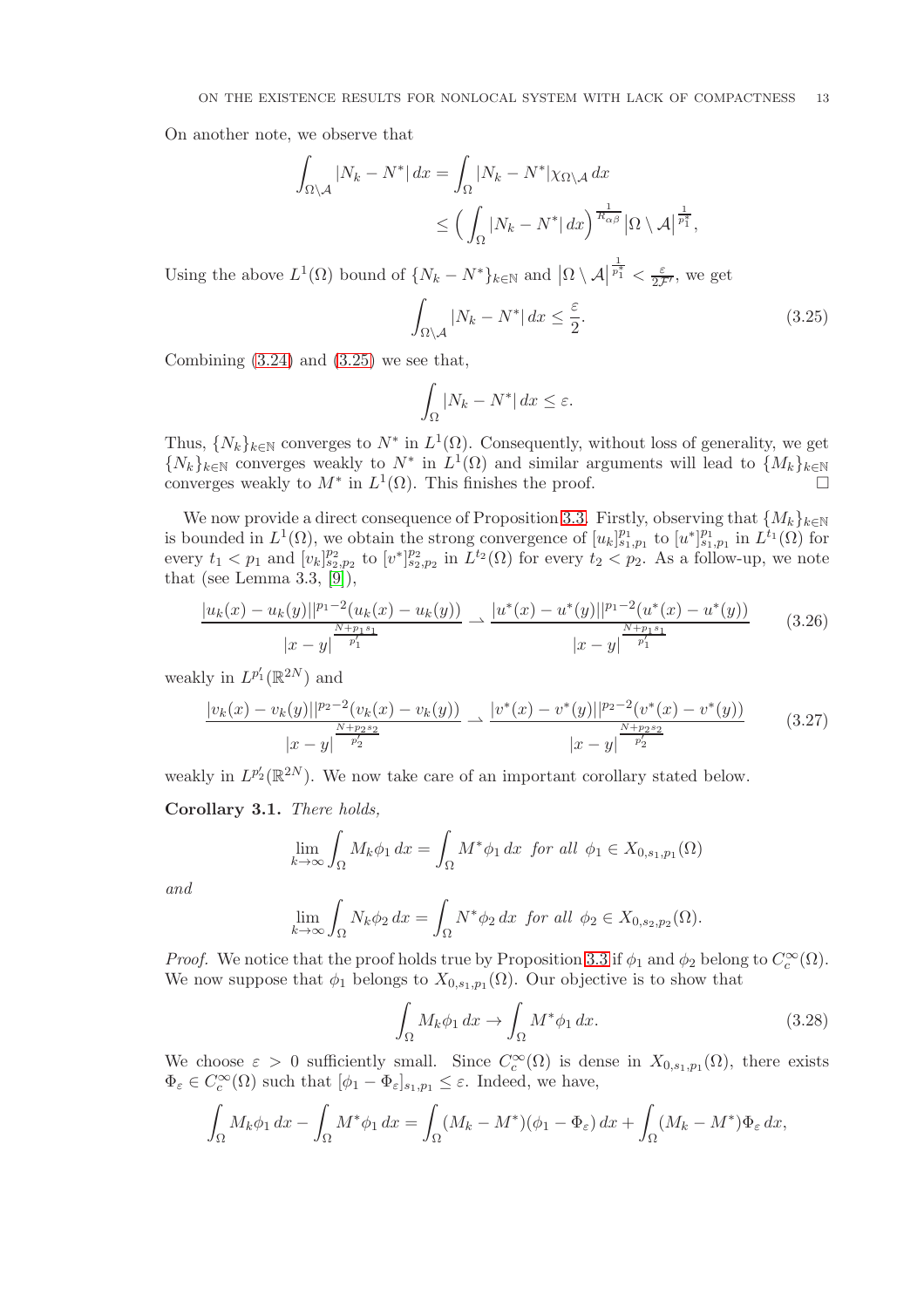On another note, we observe that

$$\int_{\Omega\setminus\mathcal{A}} |N_k - N^*|\,dx = \int_{\Omega} |N_k - N^*|\chi_{\Omega\setminus\mathcal{A}}\,dx$$
$$\leq \Big(\int_{\Omega} |N_k - N^*|\,dx\Big)^{\frac{1}{R_{\alpha\beta}}} \big|\Omega\setminus\mathcal{A}\big|^{\frac{1}{p_1^*}},$$

Using the above $L^1(\Omega)$ bound of $\{N_k - N^*\}_{k\in\mathbb{N}}$ and $\big|\Omega\setminus\mathcal{A}\big|^{\frac{1}{p_1^*}} < \frac{\varepsilon}{2\mathcal{F}'}$, we get

$$\int_{\Omega\setminus\mathcal{A}} |N_k - N^*|\,dx \leq \frac{\varepsilon}{2}. \tag{3.25}$$

Combining (3.24) and (3.25) we see that,

$$\int_{\Omega} |N_k - N^*|\,dx \leq \varepsilon.$$

Thus, $\{N_k\}_{k\in\mathbb{N}}$ converges to $N^*$ in $L^1(\Omega)$. Consequently, without loss of generality, we get $\{N_k\}_{k\in\mathbb{N}}$ converges weakly to $N^*$ in $L^1(\Omega)$ and similar arguments will lead to $\{M_k\}_{k\in\mathbb{N}}$ converges weakly to $M^*$ in $L^1(\Omega)$. This finishes the proof. □

We now provide a direct consequence of Proposition 3.3. Firstly, observing that $\{M_k\}_{k\in\mathbb{N}}$ is bounded in $L^1(\Omega)$, we obtain the strong convergence of $[u_k]_{s_1,p_1}^{p_1}$ to $[u^*]_{s_1,p_1}^{p_1}$ in $L^{t_1}(\Omega)$ for every $t_1 < p_1$ and $[v_k]_{s_2,p_2}^{p_2}$ to $[v^*]_{s_2,p_2}^{p_2}$ in $L^{t_2}(\Omega)$ for every $t_2 < p_2$. As a follow-up, we note that (see Lemma 3.3, [9]),

$$\frac{|u_k(x) - u_k(y)||^{p_1-2}(u_k(x) - u_k(y))}{|x-y|^{\frac{N+p_1s_1}{p_1'}}} \rightharpoonup \frac{|u^*(x) - u^*(y)||^{p_1-2}(u^*(x) - u^*(y))}{|x-y|^{\frac{N+p_1s_1}{p_1'}}} \tag{3.26}$$

weakly in $L^{p_1'}(\mathbb{R}^{2N})$ and

$$\frac{|v_k(x) - v_k(y)||^{p_2-2}(v_k(x) - v_k(y))}{|x-y|^{\frac{N+p_2s_2}{p_2'}}} \rightharpoonup \frac{|v^*(x) - v^*(y)||^{p_2-2}(v^*(x) - v^*(y))}{|x-y|^{\frac{N+p_2s_2}{p_2'}}} \tag{3.27}$$

weakly in $L^{p_2'}(\mathbb{R}^{2N})$. We now take care of an important corollary stated below.

**Corollary 3.1.** *There holds,*

$$\lim_{k\to\infty}\int_{\Omega} M_k\phi_1\,dx = \int_{\Omega} M^*\phi_1\,dx \;\; \textit{for all} \;\; \phi_1 \in X_{0,s_1,p_1}(\Omega)$$

*and*

$$\lim_{k\to\infty}\int_{\Omega} N_k\phi_2\,dx = \int_{\Omega} N^*\phi_2\,dx \;\; \textit{for all} \;\; \phi_2 \in X_{0,s_2,p_2}(\Omega).$$

*Proof.* We notice that the proof holds true by Proposition 3.3 if $\phi_1$ and $\phi_2$ belong to $C_c^\infty(\Omega)$. We now suppose that $\phi_1$ belongs to $X_{0,s_1,p_1}(\Omega)$. Our objective is to show that

$$\int_{\Omega} M_k\phi_1\,dx \to \int_{\Omega} M^*\phi_1\,dx. \tag{3.28}$$

We choose $\varepsilon > 0$ sufficiently small. Since $C_c^\infty(\Omega)$ is dense in $X_{0,s_1,p_1}(\Omega)$, there exists $\Phi_\varepsilon \in C_c^\infty(\Omega)$ such that $[\phi_1 - \Phi_\varepsilon]_{s_1,p_1} \leq \varepsilon$. Indeed, we have,

$$\int_{\Omega} M_k\phi_1\,dx - \int_{\Omega} M^*\phi_1\,dx = \int_{\Omega}(M_k - M^*)(\phi_1 - \Phi_\varepsilon)\,dx + \int_{\Omega}(M_k - M^*)\Phi_\varepsilon\,dx,$$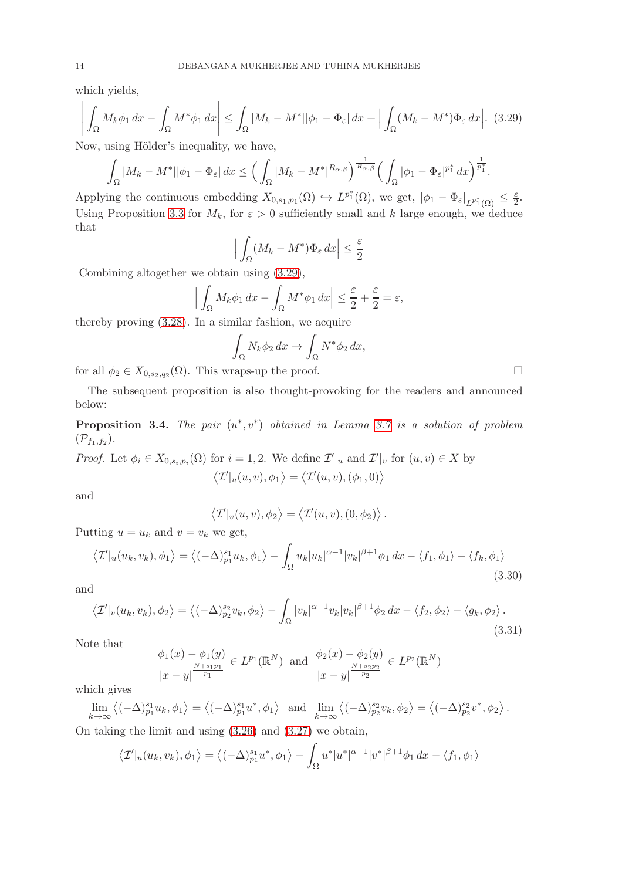which yields,

$$\left| \int_\Omega M_k \phi_1 \, dx - \int_\Omega M^* \phi_1 \, dx \right| \leq \int_\Omega |M_k - M^*||\phi_1 - \Phi_\varepsilon| \, dx + \Big| \int_\Omega (M_k - M^*) \Phi_\varepsilon \, dx \Big|. \tag{3.29}$$

Now, using Hölder's inequality, we have,

$$\int_\Omega |M_k - M^*||\phi_1 - \Phi_\varepsilon| \, dx \leq \Big( \int_\Omega |M_k - M^*|^{R_{\alpha,\beta}} \Big)^{\frac{1}{R_{\alpha,\beta}}} \Big( \int_\Omega |\phi_1 - \Phi_\varepsilon|^{p_1^*} \, dx \Big)^{\frac{1}{p_1^*}}.$$

Applying the continuous embedding $X_{0,s_1,p_1}(\Omega) \hookrightarrow L^{p_1^*}(\Omega)$, we get, $|\phi_1 - \Phi_\varepsilon|_{L^{p_1^*}(\Omega)} \leq \frac{\varepsilon}{2}$. Using Proposition 3.3 for $M_k$, for $\varepsilon > 0$ sufficiently small and $k$ large enough, we deduce that

$$\Big| \int_\Omega (M_k - M^*) \Phi_\varepsilon \, dx \Big| \leq \frac{\varepsilon}{2}$$

Combining altogether we obtain using (3.29),

$$\Big| \int_\Omega M_k \phi_1 \, dx - \int_\Omega M^* \phi_1 \, dx \Big| \leq \frac{\varepsilon}{2} + \frac{\varepsilon}{2} = \varepsilon,$$

thereby proving (3.28). In a similar fashion, we acquire

$$\int_\Omega N_k \phi_2 \, dx \to \int_\Omega N^* \phi_2 \, dx,$$

for all $\phi_2 \in X_{0,s_2,q_2}(\Omega)$. This wraps-up the proof. □

The subsequent proposition is also thought-provoking for the readers and announced below:

**Proposition 3.4.** *The pair $(u^*, v^*)$ obtained in Lemma 3.7 is a solution of problem $(\mathcal{P}_{f_1,f_2})$.*

*Proof.* Let $\phi_i \in X_{0,s_i,p_i}(\Omega)$ for $i = 1, 2$. We define $\mathcal{I}'|_u$ and $\mathcal{I}'|_v$ for $(u, v) \in X$ by

$$\left\langle \mathcal{I}'|_u(u, v), \phi_1 \right\rangle = \left\langle \mathcal{I}'(u, v), (\phi_1, 0) \right\rangle$$

and

$$\left\langle \mathcal{I}'|_v(u, v), \phi_2 \right\rangle = \left\langle \mathcal{I}'(u, v), (0, \phi_2) \right\rangle.$$

Putting $u = u_k$ and $v = v_k$ we get,

$$\left\langle \mathcal{I}'|_u(u_k, v_k), \phi_1 \right\rangle = \left\langle (-\Delta)^{s_1}_{p_1} u_k, \phi_1 \right\rangle - \int_\Omega u_k |u_k|^{\alpha - 1} |v_k|^{\beta + 1} \phi_1 \, dx - \langle f_1, \phi_1 \rangle - \langle f_k, \phi_1 \rangle \tag{3.30}$$

and

$$\left\langle \mathcal{I}'|_v(u_k, v_k), \phi_2 \right\rangle = \left\langle (-\Delta)^{s_2}_{p_2} v_k, \phi_2 \right\rangle - \int_\Omega |v_k|^{\alpha + 1} v_k |v_k|^{\beta + 1} \phi_2 \, dx - \langle f_2, \phi_2 \rangle - \langle g_k, \phi_2 \rangle. \tag{3.31}$$

Note that

$$\frac{\phi_1(x) - \phi_1(y)}{|x - y|^{\frac{N + s_1 p_1}{p_1}}} \in L^{p_1}(\mathbb{R}^N) \text{ and } \frac{\phi_2(x) - \phi_2(y)}{|x - y|^{\frac{N + s_2 p_2}{p_2}}} \in L^{p_2}(\mathbb{R}^N)$$

which gives

$$\lim_{k \to \infty} \left\langle (-\Delta)^{s_1}_{p_1} u_k, \phi_1 \right\rangle = \left\langle (-\Delta)^{s_1}_{p_1} u^*, \phi_1 \right\rangle \text{ and } \lim_{k \to \infty} \left\langle (-\Delta)^{s_2}_{p_2} v_k, \phi_2 \right\rangle = \left\langle (-\Delta)^{s_2}_{p_2} v^*, \phi_2 \right\rangle.$$

On taking the limit and using (3.26) and (3.27) we obtain,

$$\left\langle \mathcal{I}'|_u(u_k, v_k), \phi_1 \right\rangle = \left\langle (-\Delta)^{s_1}_{p_1} u^*, \phi_1 \right\rangle - \int_\Omega u^* |u^*|^{\alpha - 1} |v^*|^{\beta + 1} \phi_1 \, dx - \langle f_1, \phi_1 \rangle$$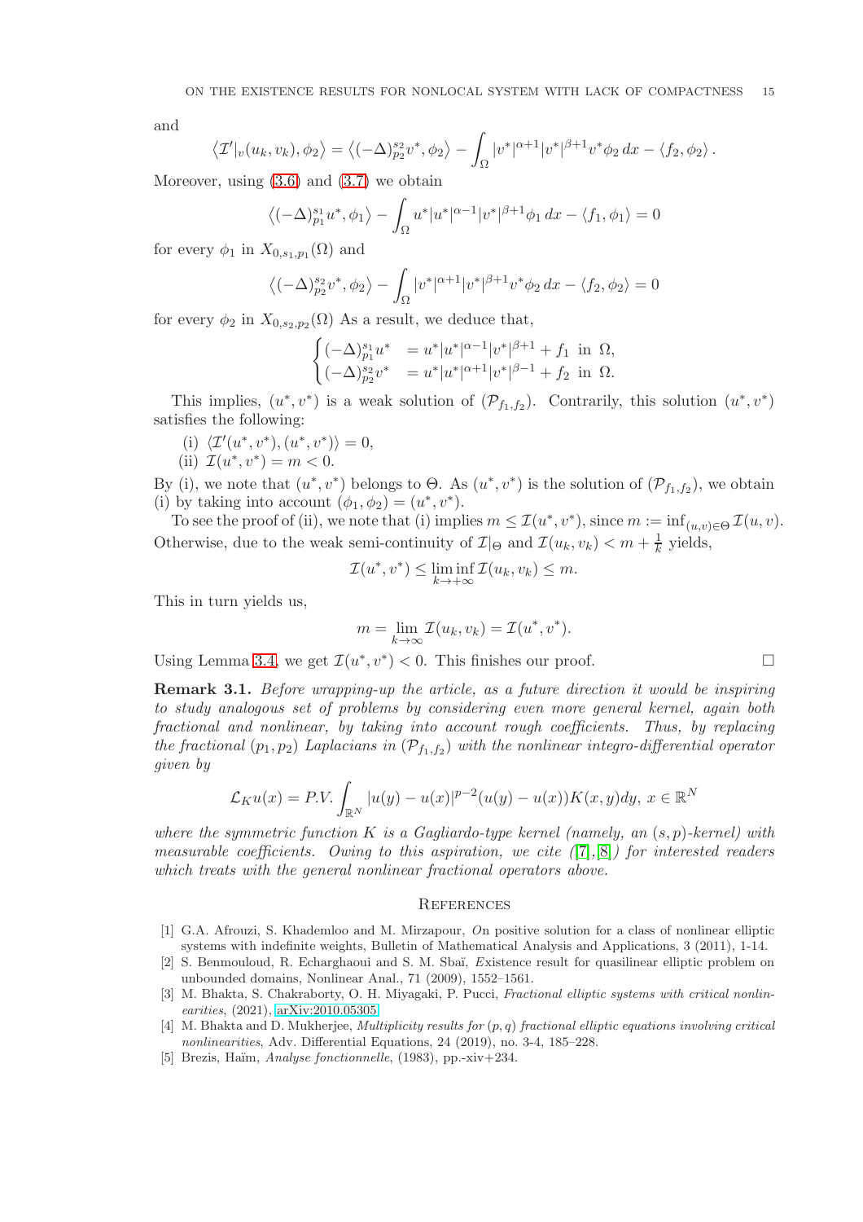and

$$\left\langle \mathcal{I}'|_v(u_k, v_k), \phi_2 \right\rangle = \left\langle (-\Delta)^{s_2}_{p_2} v^*, \phi_2 \right\rangle - \int_\Omega |v^*|^{\alpha+1} |v^*|^{\beta+1} v^* \phi_2 \, dx - \left\langle f_2, \phi_2 \right\rangle.$$

Moreover, using (3.6) and (3.7) we obtain

$$\left\langle (-\Delta)^{s_1}_{p_1} u^*, \phi_1 \right\rangle - \int_\Omega u^* |u^*|^{\alpha-1} |v^*|^{\beta+1} \phi_1 \, dx - \left\langle f_1, \phi_1 \right\rangle = 0$$

for every $\phi_1$ in $X_{0,s_1,p_1}(\Omega)$ and

$$\left\langle (-\Delta)^{s_2}_{p_2} v^*, \phi_2 \right\rangle - \int_\Omega |v^*|^{\alpha+1} |v^*|^{\beta+1} v^* \phi_2 \, dx - \left\langle f_2, \phi_2 \right\rangle = 0$$

for every $\phi_2$ in $X_{0,s_2,p_2}(\Omega)$ As a result, we deduce that,

$$\begin{cases} (-\Delta)^{s_1}_{p_1} u^* &= u^* |u^*|^{\alpha-1} |v^*|^{\beta+1} + f_1 \text{ in } \Omega, \\ (-\Delta)^{s_2}_{p_2} v^* &= u^* |u^*|^{\alpha+1} |v^*|^{\beta-1} + f_2 \text{ in } \Omega. \end{cases}$$

This implies, $(u^*, v^*)$ is a weak solution of $(\mathcal{P}_{f_1,f_2})$. Contrarily, this solution $(u^*, v^*)$ satisfies the following:

(i) $\langle \mathcal{I}'(u^*, v^*), (u^*, v^*) \rangle = 0$,
(ii) $\mathcal{I}(u^*, v^*) = m < 0$.

By (i), we note that $(u^*, v^*)$ belongs to $\Theta$. As $(u^*, v^*)$ is the solution of $(\mathcal{P}_{f_1,f_2})$, we obtain (i) by taking into account $(\phi_1, \phi_2) = (u^*, v^*)$.

To see the proof of (ii), we note that (i) implies $m \leq \mathcal{I}(u^*, v^*)$, since $m := \inf_{(u,v) \in \Theta} \mathcal{I}(u, v)$. Otherwise, due to the weak semi-continuity of $\mathcal{I}|_\Theta$ and $\mathcal{I}(u_k, v_k) < m + \frac{1}{k}$ yields,

$$\mathcal{I}(u^*, v^*) \leq \liminf_{k \to +\infty} \mathcal{I}(u_k, v_k) \leq m.$$

This in turn yields us,

$$m = \lim_{k \to \infty} \mathcal{I}(u_k, v_k) = \mathcal{I}(u^*, v^*).$$

Using Lemma 3.4, we get $\mathcal{I}(u^*, v^*) < 0$. This finishes our proof. □

**Remark 3.1.** *Before wrapping-up the article, as a future direction it would be inspiring to study analogous set of problems by considering even more general kernel, again both fractional and nonlinear, by taking into account rough coefficients. Thus, by replacing the fractional $(p_1, p_2)$ Laplacians in $(\mathcal{P}_{f_1,f_2})$ with the nonlinear integro-differential operator given by*

$$\mathcal{L}_K u(x) = P.V. \int_{\mathbb{R}^N} |u(y) - u(x)|^{p-2} (u(y) - u(x)) K(x, y) dy, \; x \in \mathbb{R}^N$$

*where the symmetric function $K$ is a Gagliardo-type kernel (namely, an $(s,p)$-kernel) with measurable coefficients. Owing to this aspiration, we cite ([7],[8]) for interested readers which treats with the general nonlinear fractional operators above.*

## References

[1] G.A. Afrouzi, S. Khademloo and M. Mirzapour, *O*n positive solution for a class of nonlinear elliptic systems with indefinite weights, Bulletin of Mathematical Analysis and Applications, 3 (2011), 1-14.

[2] S. Benmouloud, R. Echarghaoui and S. M. Sbaï, *E*xistence result for quasilinear elliptic problem on unbounded domains, Nonlinear Anal., 71 (2009), 1552–1561.

[3] M. Bhakta, S. Chakraborty, O. H. Miyagaki, P. Pucci, *Fractional elliptic systems with critical nonlinearities*, (2021), arXiv:2010.05305

[4] M. Bhakta and D. Mukherjee, *Multiplicity results for $(p, q)$ fractional elliptic equations involving critical nonlinearities*, Adv. Differential Equations, 24 (2019), no. 3-4, 185–228.

[5] Brezis, Haïm, *Analyse fonctionnelle*, (1983), pp.-xiv+234.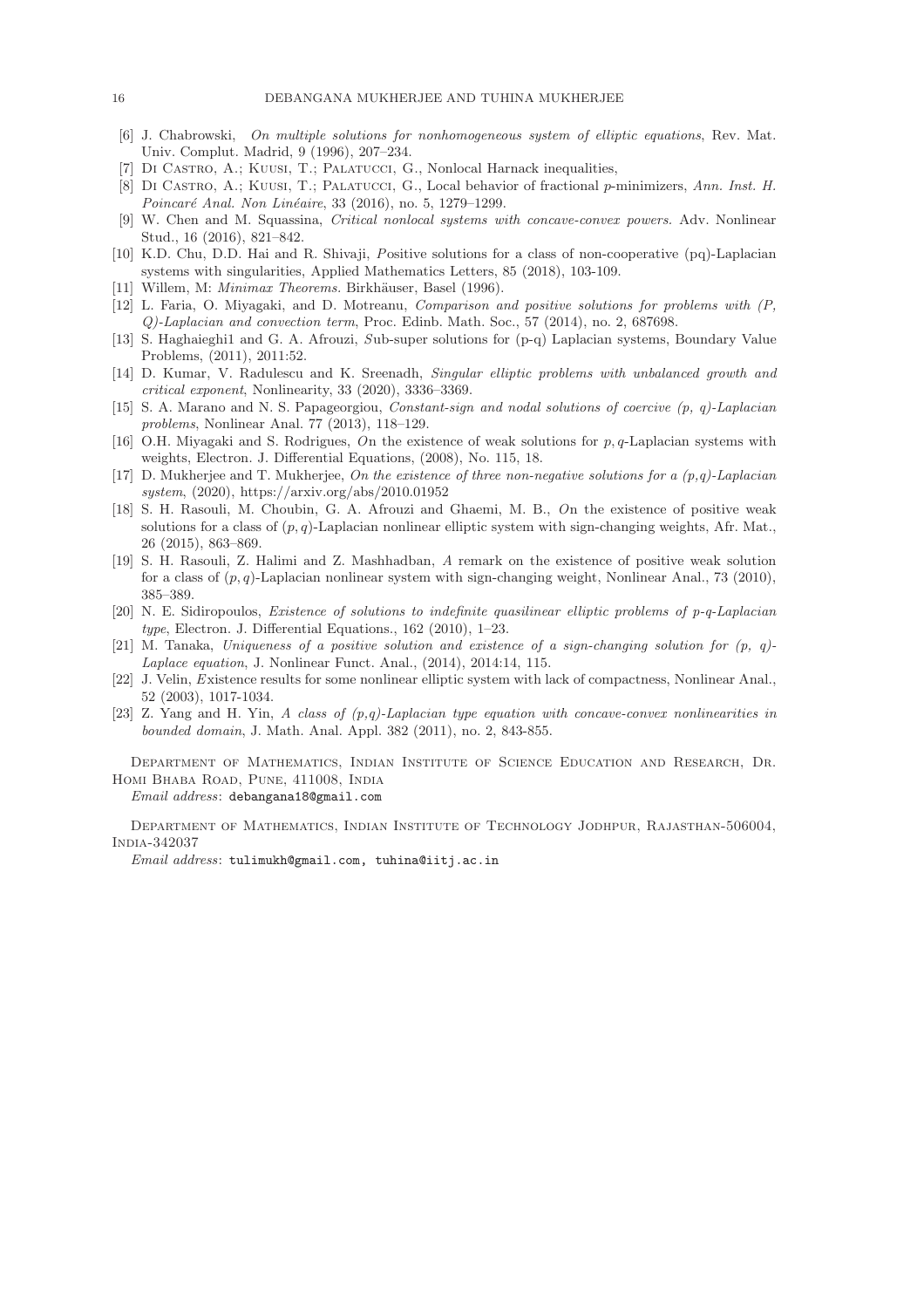[6] J. Chabrowski, *On multiple solutions for nonhomogeneous system of elliptic equations*, Rev. Mat. Univ. Complut. Madrid, 9 (1996), 207–234.

[7] Di Castro, A.; Kuusi, T.; Palatucci, G., Nonlocal Harnack inequalities,

[8] Di Castro, A.; Kuusi, T.; Palatucci, G., Local behavior of fractional $p$-minimizers, *Ann. Inst. H. Poincaré Anal. Non Linéaire*, 33 (2016), no. 5, 1279–1299.

[9] W. Chen and M. Squassina, *Critical nonlocal systems with concave-convex powers.* Adv. Nonlinear Stud., 16 (2016), 821–842.

[10] K.D. Chu, D.D. Hai and R. Shivaji, *P*ositive solutions for a class of non-cooperative (pq)-Laplacian systems with singularities, Applied Mathematics Letters, 85 (2018), 103-109.

[11] Willem, M: *Minimax Theorems.* Birkhäuser, Basel (1996).

[12] L. Faria, O. Miyagaki, and D. Motreanu, *Comparison and positive solutions for problems with (P, Q)-Laplacian and convection term*, Proc. Edinb. Math. Soc., 57 (2014), no. 2, 687698.

[13] S. Haghaieghi1 and G. A. Afrouzi, *S*ub-super solutions for (p-q) Laplacian systems, Boundary Value Problems, (2011), 2011:52.

[14] D. Kumar, V. Radulescu and K. Sreenadh, *Singular elliptic problems with unbalanced growth and critical exponent*, Nonlinearity, 33 (2020), 3336–3369.

[15] S. A. Marano and N. S. Papageorgiou, *Constant-sign and nodal solutions of coercive (p, q)-Laplacian problems*, Nonlinear Anal. 77 (2013), 118–129.

[16] O.H. Miyagaki and S. Rodrigues, *O*n the existence of weak solutions for $p, q$-Laplacian systems with weights, Electron. J. Differential Equations, (2008), No. 115, 18.

[17] D. Mukherjee and T. Mukherjee, *On the existence of three non-negative solutions for a (p,q)-Laplacian system*, (2020), https://arxiv.org/abs/2010.01952

[18] S. H. Rasouli, M. Choubin, G. A. Afrouzi and Ghaemi, M. B., *O*n the existence of positive weak solutions for a class of $(p, q)$-Laplacian nonlinear elliptic system with sign-changing weights, Afr. Mat., 26 (2015), 863–869.

[19] S. H. Rasouli, Z. Halimi and Z. Mashhadban, *A* remark on the existence of positive weak solution for a class of $(p, q)$-Laplacian nonlinear system with sign-changing weight, Nonlinear Anal., 73 (2010), 385–389.

[20] N. E. Sidiropoulos, *Existence of solutions to indefinite quasilinear elliptic problems of p-q-Laplacian type*, Electron. J. Differential Equations., 162 (2010), 1–23.

[21] M. Tanaka, *Uniqueness of a positive solution and existence of a sign-changing solution for (p, q)-Laplace equation*, J. Nonlinear Funct. Anal., (2014), 2014:14, 115.

[22] J. Velin, *E*xistence results for some nonlinear elliptic system with lack of compactness, Nonlinear Anal., 52 (2003), 1017-1034.

[23] Z. Yang and H. Yin, *A class of (p,q)-Laplacian type equation with concave-convex nonlinearities in bounded domain*, J. Math. Anal. Appl. 382 (2011), no. 2, 843-855.

Department of Mathematics, Indian Institute of Science Education and Research, Dr. Homi Bhaba Road, Pune, 411008, India

*Email address*: debangana18@gmail.com

Department of Mathematics, Indian Institute of Technology Jodhpur, Rajasthan-506004, India-342037

*Email address*: tulimukh@gmail.com, tuhina@iitj.ac.in